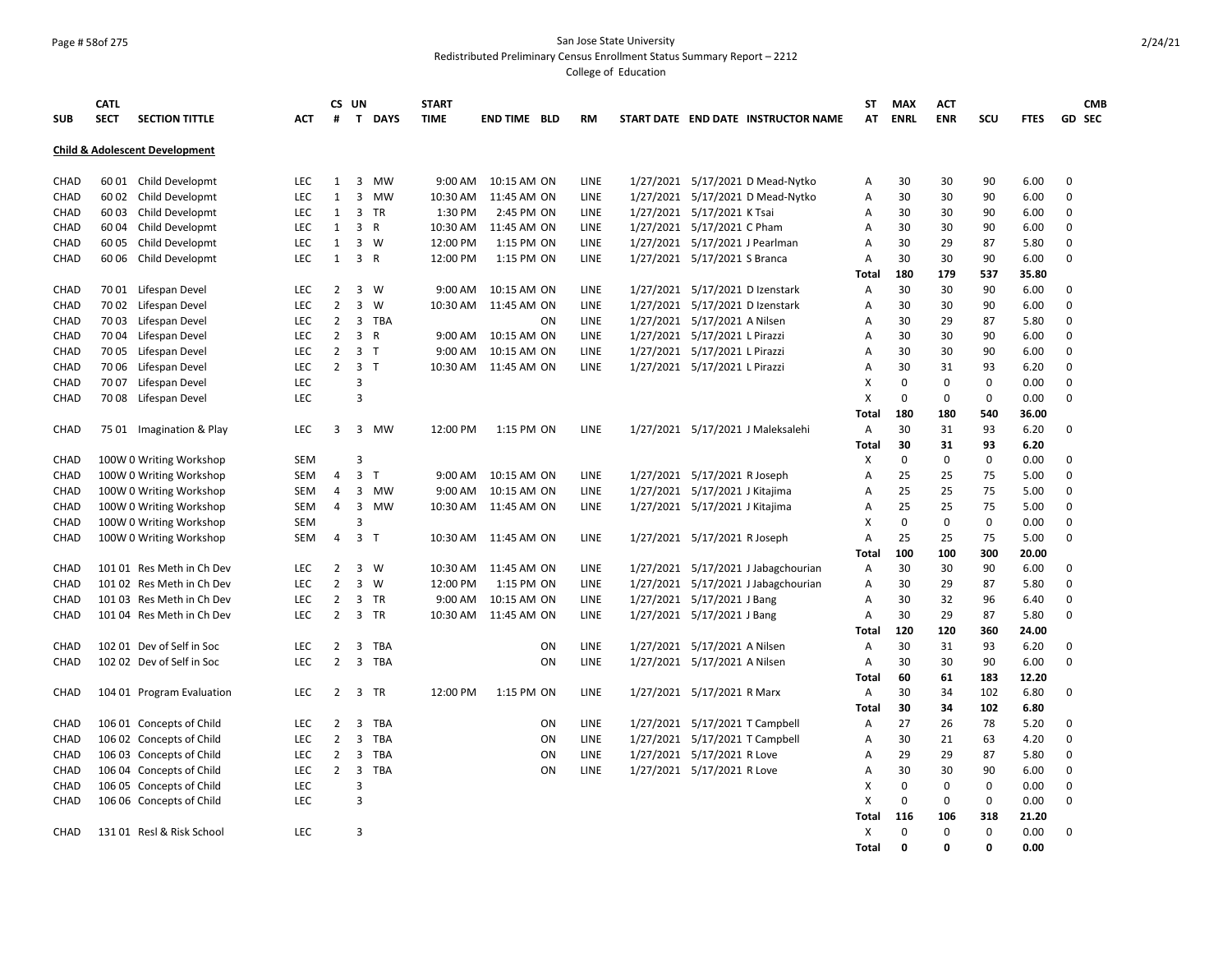San Jose State University

Redistributed Preliminary Census Enrollment Status Summary Report – 2212

College of Education

| SUB | CATL SECT | SECTION TITTLE | ACT | CS # | UN T | DAYS | START TIME | END TIME | BLD | RM | START DATE | END DATE | INSTRUCTOR NAME | ST AT | MAX ENRL | ACT ENR | SCU | FTES | GD | CMB SEC |
|---|---|---|---|---|---|---|---|---|---|---|---|---|---|---|---|---|---|---|---|---|
| **Child & Adolescent Development** | | | | | | | | | | | | | | | | | | | | |
| CHAD | 60 01 | Child Developmt | LEC | 1 | 3 | MW | 9:00 AM | 10:15 AM | ON | LINE | 1/27/2021 | 5/17/2021 | D Mead-Nytko | A | 30 | 30 | 90 | 6.00 | 0 | |
| CHAD | 60 02 | Child Developmt | LEC | 1 | 3 | MW | 10:30 AM | 11:45 AM | ON | LINE | 1/27/2021 | 5/17/2021 | D Mead-Nytko | A | 30 | 30 | 90 | 6.00 | 0 | |
| CHAD | 60 03 | Child Developmt | LEC | 1 | 3 | TR | 1:30 PM | 2:45 PM | ON | LINE | 1/27/2021 | 5/17/2021 | K Tsai | A | 30 | 30 | 90 | 6.00 | 0 | |
| CHAD | 60 04 | Child Developmt | LEC | 1 | 3 | R | 10:30 AM | 11:45 AM | ON | LINE | 1/27/2021 | 5/17/2021 | C Pham | A | 30 | 30 | 90 | 6.00 | 0 | |
| CHAD | 60 05 | Child Developmt | LEC | 1 | 3 | W | 12:00 PM | 1:15 PM | ON | LINE | 1/27/2021 | 5/17/2021 | J Pearlman | A | 30 | 29 | 87 | 5.80 | 0 | |
| CHAD | 60 06 | Child Developmt | LEC | 1 | 3 | R | 12:00 PM | 1:15 PM | ON | LINE | 1/27/2021 | 5/17/2021 | S Branca | A | 30 | 30 | 90 | 6.00 | 0 | |
| | | | | | | | | | | | | | | **Total** | **180** | **179** | **537** | **35.80** | | |
| CHAD | 70 01 | Lifespan Devel | LEC | 2 | 3 | W | 9:00 AM | 10:15 AM | ON | LINE | 1/27/2021 | 5/17/2021 | D Izenstark | A | 30 | 30 | 90 | 6.00 | 0 | |
| CHAD | 70 02 | Lifespan Devel | LEC | 2 | 3 | W | 10:30 AM | 11:45 AM | ON | LINE | 1/27/2021 | 5/17/2021 | D Izenstark | A | 30 | 30 | 90 | 6.00 | 0 | |
| CHAD | 70 03 | Lifespan Devel | LEC | 2 | 3 | TBA | | | ON | LINE | 1/27/2021 | 5/17/2021 | A Nilsen | A | 30 | 29 | 87 | 5.80 | 0 | |
| CHAD | 70 04 | Lifespan Devel | LEC | 2 | 3 | R | 9:00 AM | 10:15 AM | ON | LINE | 1/27/2021 | 5/17/2021 | L Pirazzi | A | 30 | 30 | 90 | 6.00 | 0 | |
| CHAD | 70 05 | Lifespan Devel | LEC | 2 | 3 | T | 9:00 AM | 10:15 AM | ON | LINE | 1/27/2021 | 5/17/2021 | L Pirazzi | A | 30 | 30 | 90 | 6.00 | 0 | |
| CHAD | 70 06 | Lifespan Devel | LEC | 2 | 3 | T | 10:30 AM | 11:45 AM | ON | LINE | 1/27/2021 | 5/17/2021 | L Pirazzi | A | 30 | 31 | 93 | 6.20 | 0 | |
| CHAD | 70 07 | Lifespan Devel | LEC | | 3 | | | | | | | | | X | 0 | 0 | 0 | 0.00 | 0 | |
| CHAD | 70 08 | Lifespan Devel | LEC | | 3 | | | | | | | | | X | 0 | 0 | 0 | 0.00 | 0 | |
| | | | | | | | | | | | | | | **Total** | **180** | **180** | **540** | **36.00** | | |
| CHAD | 75 01 | Imagination & Play | LEC | 3 | 3 | MW | 12:00 PM | 1:15 PM | ON | LINE | 1/27/2021 | 5/17/2021 | J Maleksalehi | A | 30 | 31 | 93 | 6.20 | 0 | |
| | | | | | | | | | | | | | | **Total** | **30** | **31** | **93** | **6.20** | | |
| CHAD | 100W 0 | Writing Workshop | SEM | | 3 | | | | | | | | | X | 0 | 0 | 0 | 0.00 | 0 | |
| CHAD | 100W 0 | Writing Workshop | SEM | 4 | 3 | T | 9:00 AM | 10:15 AM | ON | LINE | 1/27/2021 | 5/17/2021 | R Joseph | A | 25 | 25 | 75 | 5.00 | 0 | |
| CHAD | 100W 0 | Writing Workshop | SEM | 4 | 3 | MW | 9:00 AM | 10:15 AM | ON | LINE | 1/27/2021 | 5/17/2021 | J Kitajima | A | 25 | 25 | 75 | 5.00 | 0 | |
| CHAD | 100W 0 | Writing Workshop | SEM | 4 | 3 | MW | 10:30 AM | 11:45 AM | ON | LINE | 1/27/2021 | 5/17/2021 | J Kitajima | A | 25 | 25 | 75 | 5.00 | 0 | |
| CHAD | 100W 0 | Writing Workshop | SEM | | 3 | | | | | | | | | X | 0 | 0 | 0 | 0.00 | 0 | |
| CHAD | 100W 0 | Writing Workshop | SEM | 4 | 3 | T | 10:30 AM | 11:45 AM | ON | LINE | 1/27/2021 | 5/17/2021 | R Joseph | A | 25 | 25 | 75 | 5.00 | 0 | |
| | | | | | | | | | | | | | | **Total** | **100** | **100** | **300** | **20.00** | | |
| CHAD | 101 01 | Res Meth in Ch Dev | LEC | 2 | 3 | W | 10:30 AM | 11:45 AM | ON | LINE | 1/27/2021 | 5/17/2021 | J Jabagchourian | A | 30 | 30 | 90 | 6.00 | 0 | |
| CHAD | 101 02 | Res Meth in Ch Dev | LEC | 2 | 3 | W | 12:00 PM | 1:15 PM | ON | LINE | 1/27/2021 | 5/17/2021 | J Jabagchourian | A | 30 | 29 | 87 | 5.80 | 0 | |
| CHAD | 101 03 | Res Meth in Ch Dev | LEC | 2 | 3 | TR | 9:00 AM | 10:15 AM | ON | LINE | 1/27/2021 | 5/17/2021 | J Bang | A | 30 | 32 | 96 | 6.40 | 0 | |
| CHAD | 101 04 | Res Meth in Ch Dev | LEC | 2 | 3 | TR | 10:30 AM | 11:45 AM | ON | LINE | 1/27/2021 | 5/17/2021 | J Bang | A | 30 | 29 | 87 | 5.80 | 0 | |
| | | | | | | | | | | | | | | **Total** | **120** | **120** | **360** | **24.00** | | |
| CHAD | 102 01 | Dev of Self in Soc | LEC | 2 | 3 | TBA | | | ON | LINE | 1/27/2021 | 5/17/2021 | A Nilsen | A | 30 | 31 | 93 | 6.20 | 0 | |
| CHAD | 102 02 | Dev of Self in Soc | LEC | 2 | 3 | TBA | | | ON | LINE | 1/27/2021 | 5/17/2021 | A Nilsen | A | 30 | 30 | 90 | 6.00 | 0 | |
| | | | | | | | | | | | | | | **Total** | **60** | **61** | **183** | **12.20** | | |
| CHAD | 104 01 | Program Evaluation | LEC | 2 | 3 | TR | 12:00 PM | 1:15 PM | ON | LINE | 1/27/2021 | 5/17/2021 | R Marx | A | 30 | 34 | 102 | 6.80 | 0 | |
| | | | | | | | | | | | | | | **Total** | **30** | **34** | **102** | **6.80** | | |
| CHAD | 106 01 | Concepts of Child | LEC | 2 | 3 | TBA | | | ON | LINE | 1/27/2021 | 5/17/2021 | T Campbell | A | 27 | 26 | 78 | 5.20 | 0 | |
| CHAD | 106 02 | Concepts of Child | LEC | 2 | 3 | TBA | | | ON | LINE | 1/27/2021 | 5/17/2021 | T Campbell | A | 30 | 21 | 63 | 4.20 | 0 | |
| CHAD | 106 03 | Concepts of Child | LEC | 2 | 3 | TBA | | | ON | LINE | 1/27/2021 | 5/17/2021 | R Love | A | 29 | 29 | 87 | 5.80 | 0 | |
| CHAD | 106 04 | Concepts of Child | LEC | 2 | 3 | TBA | | | ON | LINE | 1/27/2021 | 5/17/2021 | R Love | A | 30 | 30 | 90 | 6.00 | 0 | |
| CHAD | 106 05 | Concepts of Child | LEC | | 3 | | | | | | | | | X | 0 | 0 | 0 | 0.00 | 0 | |
| CHAD | 106 06 | Concepts of Child | LEC | | 3 | | | | | | | | | X | 0 | 0 | 0 | 0.00 | 0 | |
| | | | | | | | | | | | | | | **Total** | **116** | **106** | **318** | **21.20** | | |
| CHAD | 131 01 | Resl & Risk School | LEC | | 3 | | | | | | | | | X | 0 | 0 | 0 | 0.00 | 0 | |
| | | | | | | | | | | | | | | **Total** | **0** | **0** | **0** | **0.00** | | |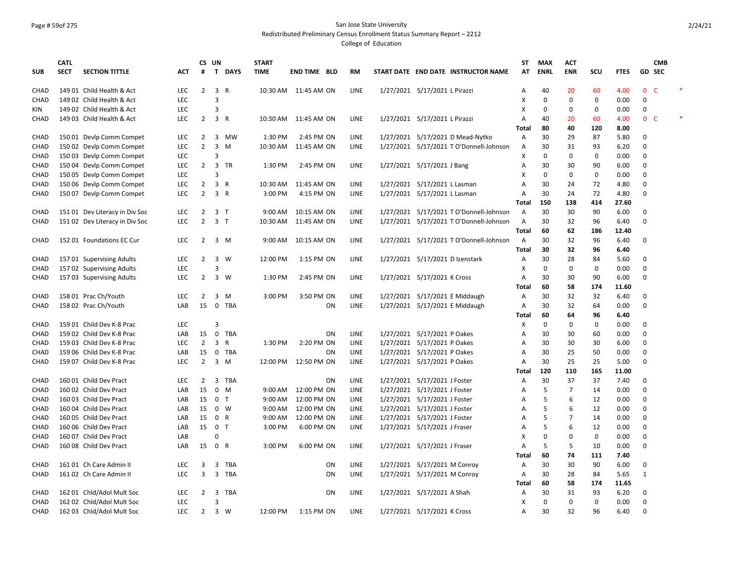San Jose State University
Redistributed Preliminary Census Enrollment Status Summary Report – 2212
College of Education

| SUB | CATL SECT | SECTION TITTLE | ACT | CS # | UN T | DAYS | START TIME | END TIME | BLD | RM | START DATE | END DATE | INSTRUCTOR NAME | ST AT | MAX ENRL | ACT ENR | SCU | FTES | GD | CMB SEC | |
|---|---|---|---|---|---|---|---|---|---|---|---|---|---|---|---|---|---|---|---|---|---|
| CHAD | 149 01 | Child Health & Act | LEC | 2 | 3 | R | 10:30 AM | 11:45 AM | ON | LINE | 1/27/2021 | 5/17/2021 | L Pirazzi | A | 40 | 20 | 60 | 4.00 | 0 | C | * |
| CHAD | 149 02 | Child Health & Act | LEC | | 3 | | | | | | | | | X | 0 | 0 | 0 | 0.00 | 0 | | |
| KIN | 149 02 | Child Health & Act | LEC | | 3 | | | | | | | | | X | 0 | 0 | 0 | 0.00 | 0 | | |
| CHAD | 149 03 | Child Health & Act | LEC | 2 | 3 | R | 10:30 AM | 11:45 AM | ON | LINE | 1/27/2021 | 5/17/2021 | L Pirazzi | A | 40 | 20 | 60 | 4.00 | 0 | C | * |
| | | | | | | | | | | | | | | **Total** | **80** | **40** | **120** | **8.00** | | | |
| CHAD | 150 01 | Devlp Comm Compet | LEC | 2 | 3 | MW | 1:30 PM | 2:45 PM | ON | LINE | 1/27/2021 | 5/17/2021 | D Mead-Nytko | A | 30 | 29 | 87 | 5.80 | 0 | | |
| CHAD | 150 02 | Devlp Comm Compet | LEC | 2 | 3 | M | 10:30 AM | 11:45 AM | ON | LINE | 1/27/2021 | 5/17/2021 | T O'Donnell-Johnson | A | 30 | 31 | 93 | 6.20 | 0 | | |
| CHAD | 150 03 | Devlp Comm Compet | LEC | | 3 | | | | | | | | | X | 0 | 0 | 0 | 0.00 | 0 | | |
| CHAD | 150 04 | Devlp Comm Compet | LEC | 2 | 3 | TR | 1:30 PM | 2:45 PM | ON | LINE | 1/27/2021 | 5/17/2021 | J Bang | A | 30 | 30 | 90 | 6.00 | 0 | | |
| CHAD | 150 05 | Devlp Comm Compet | LEC | | 3 | | | | | | | | | X | 0 | 0 | 0 | 0.00 | 0 | | |
| CHAD | 150 06 | Devlp Comm Compet | LEC | 2 | 3 | R | 10:30 AM | 11:45 AM | ON | LINE | 1/27/2021 | 5/17/2021 | L Lasman | A | 30 | 24 | 72 | 4.80 | 0 | | |
| CHAD | 150 07 | Devlp Comm Compet | LEC | 2 | 3 | R | 3:00 PM | 4:15 PM | ON | LINE | 1/27/2021 | 5/17/2021 | L Lasman | A | 30 | 24 | 72 | 4.80 | 0 | | |
| | | | | | | | | | | | | | | **Total** | **150** | **138** | **414** | **27.60** | | | |
| CHAD | 151 01 | Dev Literacy in Div Soc | LEC | 2 | 3 | T | 9:00 AM | 10:15 AM | ON | LINE | 1/27/2021 | 5/17/2021 | T O'Donnell-Johnson | A | 30 | 30 | 90 | 6.00 | 0 | | |
| CHAD | 151 02 | Dev Literacy in Div Soc | LEC | 2 | 3 | T | 10:30 AM | 11:45 AM | ON | LINE | 1/27/2021 | 5/17/2021 | T O'Donnell-Johnson | A | 30 | 32 | 96 | 6.40 | 0 | | |
| | | | | | | | | | | | | | | **Total** | **60** | **62** | **186** | **12.40** | | | |
| CHAD | 152 01 | Foundations EC Cur | LEC | 2 | 3 | M | 9:00 AM | 10:15 AM | ON | LINE | 1/27/2021 | 5/17/2021 | T O'Donnell-Johnson | A | 30 | 32 | 96 | 6.40 | 0 | | |
| | | | | | | | | | | | | | | **Total** | **30** | **32** | **96** | **6.40** | | | |
| CHAD | 157 01 | Supervising Adults | LEC | 2 | 3 | W | 12:00 PM | 1:15 PM | ON | LINE | 1/27/2021 | 5/17/2021 | D Izenstark | A | 30 | 28 | 84 | 5.60 | 0 | | |
| CHAD | 157 02 | Supervising Adults | LEC | | 3 | | | | | | | | | X | 0 | 0 | 0 | 0.00 | 0 | | |
| CHAD | 157 03 | Supervising Adults | LEC | 2 | 3 | W | 1:30 PM | 2:45 PM | ON | LINE | 1/27/2021 | 5/17/2021 | K Cross | A | 30 | 30 | 90 | 6.00 | 0 | | |
| | | | | | | | | | | | | | | **Total** | **60** | **58** | **174** | **11.60** | | | |
| CHAD | 158 01 | Prac Ch/Youth | LEC | 2 | 3 | M | 3:00 PM | 3:50 PM | ON | LINE | 1/27/2021 | 5/17/2021 | E Middaugh | A | 30 | 32 | 32 | 6.40 | 0 | | |
| CHAD | 158 02 | Prac Ch/Youth | LAB | 15 | 0 | TBA | | | ON | LINE | 1/27/2021 | 5/17/2021 | E Middaugh | A | 30 | 32 | 64 | 0.00 | 0 | | |
| | | | | | | | | | | | | | | **Total** | **60** | **64** | **96** | **6.40** | | | |
| CHAD | 159 01 | Child Dev K-8 Prac | LEC | | 3 | | | | | | | | | X | 0 | 0 | 0 | 0.00 | 0 | | |
| CHAD | 159 02 | Child Dev K-8 Prac | LAB | 15 | 0 | TBA | | | ON | LINE | 1/27/2021 | 5/17/2021 | P Oakes | A | 30 | 30 | 60 | 0.00 | 0 | | |
| CHAD | 159 03 | Child Dev K-8 Prac | LEC | 2 | 3 | R | 1:30 PM | 2:20 PM | ON | LINE | 1/27/2021 | 5/17/2021 | P Oakes | A | 30 | 30 | 30 | 6.00 | 0 | | |
| CHAD | 159 06 | Child Dev K-8 Prac | LAB | 15 | 0 | TBA | | | ON | LINE | 1/27/2021 | 5/17/2021 | P Oakes | A | 30 | 25 | 50 | 0.00 | 0 | | |
| CHAD | 159 07 | Child Dev K-8 Prac | LEC | 2 | 3 | M | 12:00 PM | 12:50 PM | ON | LINE | 1/27/2021 | 5/17/2021 | P Oakes | A | 30 | 25 | 25 | 5.00 | 0 | | |
| | | | | | | | | | | | | | | **Total** | **120** | **110** | **165** | **11.00** | | | |
| CHAD | 160 01 | Child Dev Pract | LEC | 2 | 3 | TBA | | | ON | LINE | 1/27/2021 | 5/17/2021 | J Foster | A | 30 | 37 | 37 | 7.40 | 0 | | |
| CHAD | 160 02 | Child Dev Pract | LAB | 15 | 0 | M | 9:00 AM | 12:00 PM | ON | LINE | 1/27/2021 | 5/17/2021 | J Foster | A | 5 | 7 | 14 | 0.00 | 0 | | |
| CHAD | 160 03 | Child Dev Pract | LAB | 15 | 0 | T | 9:00 AM | 12:00 PM | ON | LINE | 1/27/2021 | 5/17/2021 | J Foster | A | 5 | 6 | 12 | 0.00 | 0 | | |
| CHAD | 160 04 | Child Dev Pract | LAB | 15 | 0 | W | 9:00 AM | 12:00 PM | ON | LINE | 1/27/2021 | 5/17/2021 | J Foster | A | 5 | 6 | 12 | 0.00 | 0 | | |
| CHAD | 160 05 | Child Dev Pract | LAB | 15 | 0 | R | 9:00 AM | 12:00 PM | ON | LINE | 1/27/2021 | 5/17/2021 | J Foster | A | 5 | 7 | 14 | 0.00 | 0 | | |
| CHAD | 160 06 | Child Dev Pract | LAB | 15 | 0 | T | 3:00 PM | 6:00 PM | ON | LINE | 1/27/2021 | 5/17/2021 | J Fraser | A | 5 | 6 | 12 | 0.00 | 0 | | |
| CHAD | 160 07 | Child Dev Pract | LAB | | 0 | | | | | | | | | X | 0 | 0 | 0 | 0.00 | 0 | | |
| CHAD | 160 08 | Child Dev Pract | LAB | 15 | 0 | R | 3:00 PM | 6:00 PM | ON | LINE | 1/27/2021 | 5/17/2021 | J Fraser | A | 5 | 5 | 10 | 0.00 | 0 | | |
| | | | | | | | | | | | | | | **Total** | **60** | **74** | **111** | **7.40** | | | |
| CHAD | 161 01 | Ch Care Admin II | LEC | 3 | 3 | TBA | | | ON | LINE | 1/27/2021 | 5/17/2021 | M Conroy | A | 30 | 30 | 90 | 6.00 | 0 | | |
| CHAD | 161 02 | Ch Care Admin II | LEC | 3 | 3 | TBA | | | ON | LINE | 1/27/2021 | 5/17/2021 | M Conroy | A | 30 | 28 | 84 | 5.65 | 1 | | |
| | | | | | | | | | | | | | | **Total** | **60** | **58** | **174** | **11.65** | | | |
| CHAD | 162 01 | Chld/Adol Mult Soc | LEC | 2 | 3 | TBA | | | ON | LINE | 1/27/2021 | 5/17/2021 | A Shah | A | 30 | 31 | 93 | 6.20 | 0 | | |
| CHAD | 162 02 | Chld/Adol Mult Soc | LEC | | 3 | | | | | | | | | X | 0 | 0 | 0 | 0.00 | 0 | | |
| CHAD | 162 03 | Chld/Adol Mult Soc | LEC | 2 | 3 | W | 12:00 PM | 1:15 PM | ON | LINE | 1/27/2021 | 5/17/2021 | K Cross | A | 30 | 32 | 96 | 6.40 | 0 | | |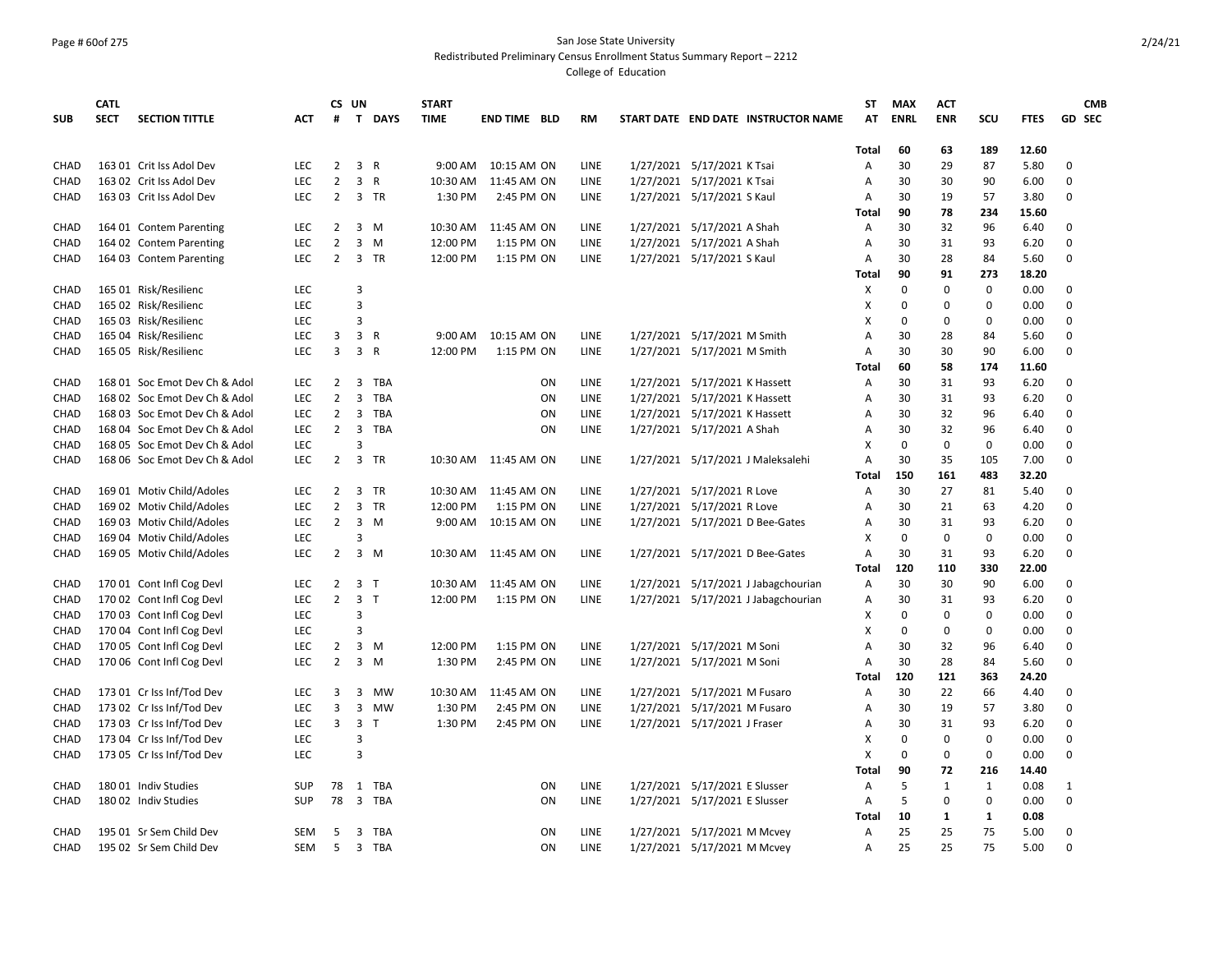San Jose State University

Redistributed Preliminary Census Enrollment Status Summary Report – 2212

College of Education

| SUB | CATL SECT | SECTION TITTLE | ACT | CS # | UN T | DAYS | START TIME | END TIME | BLD | RM | START DATE | END DATE | INSTRUCTOR NAME | ST AT | MAX ENRL | ACT ENR | SCU | FTES | GD | CMB SEC |
|---|---|---|---|---|---|---|---|---|---|---|---|---|---|---|---|---|---|---|---|---|
| | | | | | | | | | | | | | | **Total** | **60** | **63** | **189** | **12.60** | | |
| CHAD | 163 01 | Crit Iss Adol Dev | LEC | 2 | 3 | R | 9:00 AM | 10:15 AM | ON | LINE | 1/27/2021 | 5/17/2021 | K Tsai | A | 30 | 29 | 87 | 5.80 | 0 | |
| CHAD | 163 02 | Crit Iss Adol Dev | LEC | 2 | 3 | R | 10:30 AM | 11:45 AM | ON | LINE | 1/27/2021 | 5/17/2021 | K Tsai | A | 30 | 30 | 90 | 6.00 | 0 | |
| CHAD | 163 03 | Crit Iss Adol Dev | LEC | 2 | 3 | TR | 1:30 PM | 2:45 PM | ON | LINE | 1/27/2021 | 5/17/2021 | S Kaul | A | 30 | 19 | 57 | 3.80 | 0 | |
| | | | | | | | | | | | | | | **Total** | **90** | **78** | **234** | **15.60** | | |
| CHAD | 164 01 | Contem Parenting | LEC | 2 | 3 | M | 10:30 AM | 11:45 AM | ON | LINE | 1/27/2021 | 5/17/2021 | A Shah | A | 30 | 32 | 96 | 6.40 | 0 | |
| CHAD | 164 02 | Contem Parenting | LEC | 2 | 3 | M | 12:00 PM | 1:15 PM | ON | LINE | 1/27/2021 | 5/17/2021 | A Shah | A | 30 | 31 | 93 | 6.20 | 0 | |
| CHAD | 164 03 | Contem Parenting | LEC | 2 | 3 | TR | 12:00 PM | 1:15 PM | ON | LINE | 1/27/2021 | 5/17/2021 | S Kaul | A | 30 | 28 | 84 | 5.60 | 0 | |
| | | | | | | | | | | | | | | **Total** | **90** | **91** | **273** | **18.20** | | |
| CHAD | 165 01 | Risk/Resilienc | LEC | | 3 | | | | | | | | | X | 0 | 0 | 0 | 0.00 | 0 | |
| CHAD | 165 02 | Risk/Resilienc | LEC | | 3 | | | | | | | | | X | 0 | 0 | 0 | 0.00 | 0 | |
| CHAD | 165 03 | Risk/Resilienc | LEC | | 3 | | | | | | | | | X | 0 | 0 | 0 | 0.00 | 0 | |
| CHAD | 165 04 | Risk/Resilienc | LEC | 3 | 3 | R | 9:00 AM | 10:15 AM | ON | LINE | 1/27/2021 | 5/17/2021 | M Smith | A | 30 | 28 | 84 | 5.60 | 0 | |
| CHAD | 165 05 | Risk/Resilienc | LEC | 3 | 3 | R | 12:00 PM | 1:15 PM | ON | LINE | 1/27/2021 | 5/17/2021 | M Smith | A | 30 | 30 | 90 | 6.00 | 0 | |
| | | | | | | | | | | | | | | **Total** | **60** | **58** | **174** | **11.60** | | |
| CHAD | 168 01 | Soc Emot Dev Ch & Adol | LEC | 2 | 3 | TBA | | | ON | LINE | 1/27/2021 | 5/17/2021 | K Hassett | A | 30 | 31 | 93 | 6.20 | 0 | |
| CHAD | 168 02 | Soc Emot Dev Ch & Adol | LEC | 2 | 3 | TBA | | | ON | LINE | 1/27/2021 | 5/17/2021 | K Hassett | A | 30 | 31 | 93 | 6.20 | 0 | |
| CHAD | 168 03 | Soc Emot Dev Ch & Adol | LEC | 2 | 3 | TBA | | | ON | LINE | 1/27/2021 | 5/17/2021 | K Hassett | A | 30 | 32 | 96 | 6.40 | 0 | |
| CHAD | 168 04 | Soc Emot Dev Ch & Adol | LEC | 2 | 3 | TBA | | | ON | LINE | 1/27/2021 | 5/17/2021 | A Shah | A | 30 | 32 | 96 | 6.40 | 0 | |
| CHAD | 168 05 | Soc Emot Dev Ch & Adol | LEC | | 3 | | | | | | | | | X | 0 | 0 | 0 | 0.00 | 0 | |
| CHAD | 168 06 | Soc Emot Dev Ch & Adol | LEC | 2 | 3 | TR | 10:30 AM | 11:45 AM | ON | LINE | 1/27/2021 | 5/17/2021 | J Maleksalehi | A | 30 | 35 | 105 | 7.00 | 0 | |
| | | | | | | | | | | | | | | **Total** | **150** | **161** | **483** | **32.20** | | |
| CHAD | 169 01 | Motiv Child/Adoles | LEC | 2 | 3 | TR | 10:30 AM | 11:45 AM | ON | LINE | 1/27/2021 | 5/17/2021 | R Love | A | 30 | 27 | 81 | 5.40 | 0 | |
| CHAD | 169 02 | Motiv Child/Adoles | LEC | 2 | 3 | TR | 12:00 PM | 1:15 PM | ON | LINE | 1/27/2021 | 5/17/2021 | R Love | A | 30 | 21 | 63 | 4.20 | 0 | |
| CHAD | 169 03 | Motiv Child/Adoles | LEC | 2 | 3 | M | 9:00 AM | 10:15 AM | ON | LINE | 1/27/2021 | 5/17/2021 | D Bee-Gates | A | 30 | 31 | 93 | 6.20 | 0 | |
| CHAD | 169 04 | Motiv Child/Adoles | LEC | | 3 | | | | | | | | | X | 0 | 0 | 0 | 0.00 | 0 | |
| CHAD | 169 05 | Motiv Child/Adoles | LEC | 2 | 3 | M | 10:30 AM | 11:45 AM | ON | LINE | 1/27/2021 | 5/17/2021 | D Bee-Gates | A | 30 | 31 | 93 | 6.20 | 0 | |
| | | | | | | | | | | | | | | **Total** | **120** | **110** | **330** | **22.00** | | |
| CHAD | 170 01 | Cont Infl Cog Devl | LEC | 2 | 3 | T | 10:30 AM | 11:45 AM | ON | LINE | 1/27/2021 | 5/17/2021 | J Jabagchourian | A | 30 | 30 | 90 | 6.00 | 0 | |
| CHAD | 170 02 | Cont Infl Cog Devl | LEC | 2 | 3 | T | 12:00 PM | 1:15 PM | ON | LINE | 1/27/2021 | 5/17/2021 | J Jabagchourian | A | 30 | 31 | 93 | 6.20 | 0 | |
| CHAD | 170 03 | Cont Infl Cog Devl | LEC | | 3 | | | | | | | | | X | 0 | 0 | 0 | 0.00 | 0 | |
| CHAD | 170 04 | Cont Infl Cog Devl | LEC | | 3 | | | | | | | | | X | 0 | 0 | 0 | 0.00 | 0 | |
| CHAD | 170 05 | Cont Infl Cog Devl | LEC | 2 | 3 | M | 12:00 PM | 1:15 PM | ON | LINE | 1/27/2021 | 5/17/2021 | M Soni | A | 30 | 32 | 96 | 6.40 | 0 | |
| CHAD | 170 06 | Cont Infl Cog Devl | LEC | 2 | 3 | M | 1:30 PM | 2:45 PM | ON | LINE | 1/27/2021 | 5/17/2021 | M Soni | A | 30 | 28 | 84 | 5.60 | 0 | |
| | | | | | | | | | | | | | | **Total** | **120** | **121** | **363** | **24.20** | | |
| CHAD | 173 01 | Cr Iss Inf/Tod Dev | LEC | 3 | 3 | MW | 10:30 AM | 11:45 AM | ON | LINE | 1/27/2021 | 5/17/2021 | M Fusaro | A | 30 | 22 | 66 | 4.40 | 0 | |
| CHAD | 173 02 | Cr Iss Inf/Tod Dev | LEC | 3 | 3 | MW | 1:30 PM | 2:45 PM | ON | LINE | 1/27/2021 | 5/17/2021 | M Fusaro | A | 30 | 19 | 57 | 3.80 | 0 | |
| CHAD | 173 03 | Cr Iss Inf/Tod Dev | LEC | 3 | 3 | T | 1:30 PM | 2:45 PM | ON | LINE | 1/27/2021 | 5/17/2021 | J Fraser | A | 30 | 31 | 93 | 6.20 | 0 | |
| CHAD | 173 04 | Cr Iss Inf/Tod Dev | LEC | | 3 | | | | | | | | | X | 0 | 0 | 0 | 0.00 | 0 | |
| CHAD | 173 05 | Cr Iss Inf/Tod Dev | LEC | | 3 | | | | | | | | | X | 0 | 0 | 0 | 0.00 | 0 | |
| | | | | | | | | | | | | | | **Total** | **90** | **72** | **216** | **14.40** | | |
| CHAD | 180 01 | Indiv Studies | SUP | 78 | 1 | TBA | | | ON | LINE | 1/27/2021 | 5/17/2021 | E Slusser | A | 5 | 1 | 1 | 0.08 | 1 | |
| CHAD | 180 02 | Indiv Studies | SUP | 78 | 3 | TBA | | | ON | LINE | 1/27/2021 | 5/17/2021 | E Slusser | A | 5 | 0 | 0 | 0.00 | 0 | |
| | | | | | | | | | | | | | | **Total** | **10** | **1** | **1** | **0.08** | | |
| CHAD | 195 01 | Sr Sem Child Dev | SEM | 5 | 3 | TBA | | | ON | LINE | 1/27/2021 | 5/17/2021 | M Mcvey | A | 25 | 25 | 75 | 5.00 | 0 | |
| CHAD | 195 02 | Sr Sem Child Dev | SEM | 5 | 3 | TBA | | | ON | LINE | 1/27/2021 | 5/17/2021 | M Mcvey | A | 25 | 25 | 75 | 5.00 | 0 | |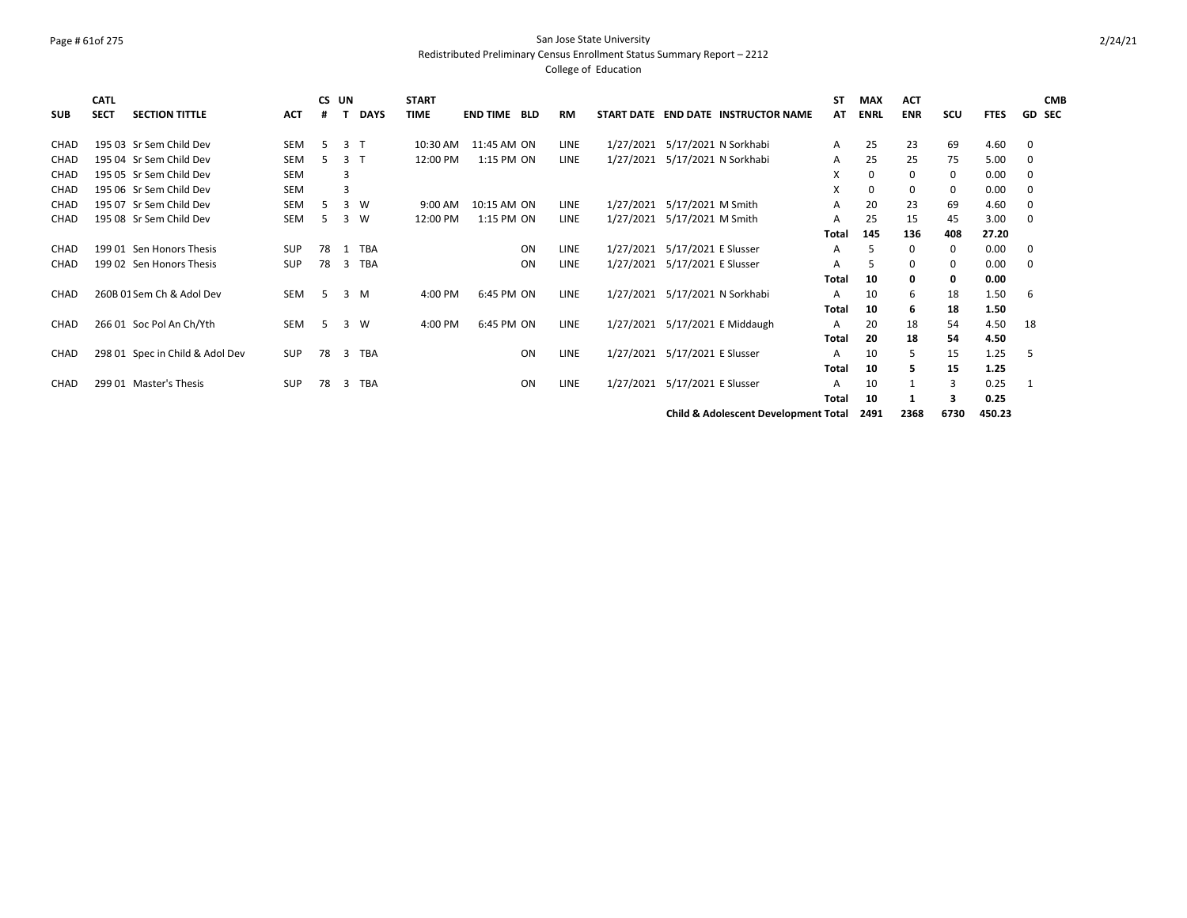San Jose State University

Redistributed Preliminary Census Enrollment Status Summary Report – 2212

College of Education

| SUB | CATL SECT | SECTION TITTLE | ACT | CS # | UN T | DAYS | START TIME | END TIME | BLD | RM | START DATE | END DATE | INSTRUCTOR NAME | ST AT | MAX ENRL | ACT ENR | SCU | FTES | GD | CMB SEC |
|---|---|---|---|---|---|---|---|---|---|---|---|---|---|---|---|---|---|---|---|---|
| CHAD | 195 03 | Sr Sem Child Dev | SEM | 5 | 3 | T | 10:30 AM | 11:45 AM | ON | LINE | 1/27/2021 | 5/17/2021 | N Sorkhabi | A | 25 | 23 | 69 | 4.60 | 0 | |
| CHAD | 195 04 | Sr Sem Child Dev | SEM | 5 | 3 | T | 12:00 PM | 1:15 PM | ON | LINE | 1/27/2021 | 5/17/2021 | N Sorkhabi | A | 25 | 25 | 75 | 5.00 | 0 | |
| CHAD | 195 05 | Sr Sem Child Dev | SEM | | 3 | | | | | | | | | X | 0 | 0 | 0 | 0.00 | 0 | |
| CHAD | 195 06 | Sr Sem Child Dev | SEM | | 3 | | | | | | | | | X | 0 | 0 | 0 | 0.00 | 0 | |
| CHAD | 195 07 | Sr Sem Child Dev | SEM | 5 | 3 | W | 9:00 AM | 10:15 AM | ON | LINE | 1/27/2021 | 5/17/2021 | M Smith | A | 20 | 23 | 69 | 4.60 | 0 | |
| CHAD | 195 08 | Sr Sem Child Dev | SEM | 5 | 3 | W | 12:00 PM | 1:15 PM | ON | LINE | 1/27/2021 | 5/17/2021 | M Smith | A | 25 | 15 | 45 | 3.00 | 0 | |
| | | | | | | | | | | | | | | **Total** | **145** | **136** | **408** | **27.20** | | |
| CHAD | 199 01 | Sen Honors Thesis | SUP | 78 | 1 | TBA | | | ON | LINE | 1/27/2021 | 5/17/2021 | E Slusser | A | 5 | 0 | 0 | 0.00 | 0 | |
| CHAD | 199 02 | Sen Honors Thesis | SUP | 78 | 3 | TBA | | | ON | LINE | 1/27/2021 | 5/17/2021 | E Slusser | A | 5 | 0 | 0 | 0.00 | 0 | |
| | | | | | | | | | | | | | | **Total** | **10** | **0** | **0** | **0.00** | | |
| CHAD | 260B 01 | Sem Ch & Adol Dev | SEM | 5 | 3 | M | 4:00 PM | 6:45 PM | ON | LINE | 1/27/2021 | 5/17/2021 | N Sorkhabi | A | 10 | 6 | 18 | 1.50 | 6 | |
| | | | | | | | | | | | | | | **Total** | **10** | **6** | **18** | **1.50** | | |
| CHAD | 266 01 | Soc Pol An Ch/Yth | SEM | 5 | 3 | W | 4:00 PM | 6:45 PM | ON | LINE | 1/27/2021 | 5/17/2021 | E Middaugh | A | 20 | 18 | 54 | 4.50 | 18 | |
| | | | | | | | | | | | | | | **Total** | **20** | **18** | **54** | **4.50** | | |
| CHAD | 298 01 | Spec in Child & Adol Dev | SUP | 78 | 3 | TBA | | | ON | LINE | 1/27/2021 | 5/17/2021 | E Slusser | A | 10 | 5 | 15 | 1.25 | 5 | |
| | | | | | | | | | | | | | | **Total** | **10** | **5** | **15** | **1.25** | | |
| CHAD | 299 01 | Master's Thesis | SUP | 78 | 3 | TBA | | | ON | LINE | 1/27/2021 | 5/17/2021 | E Slusser | A | 10 | 1 | 3 | 0.25 | 1 | |
| | | | | | | | | | | | | | | **Total** | **10** | **1** | **3** | **0.25** | | |
| | | | | | | | | | | | | **Child & Adolescent Development Total** | | | **2491** | **2368** | **6730** | **450.23** | | |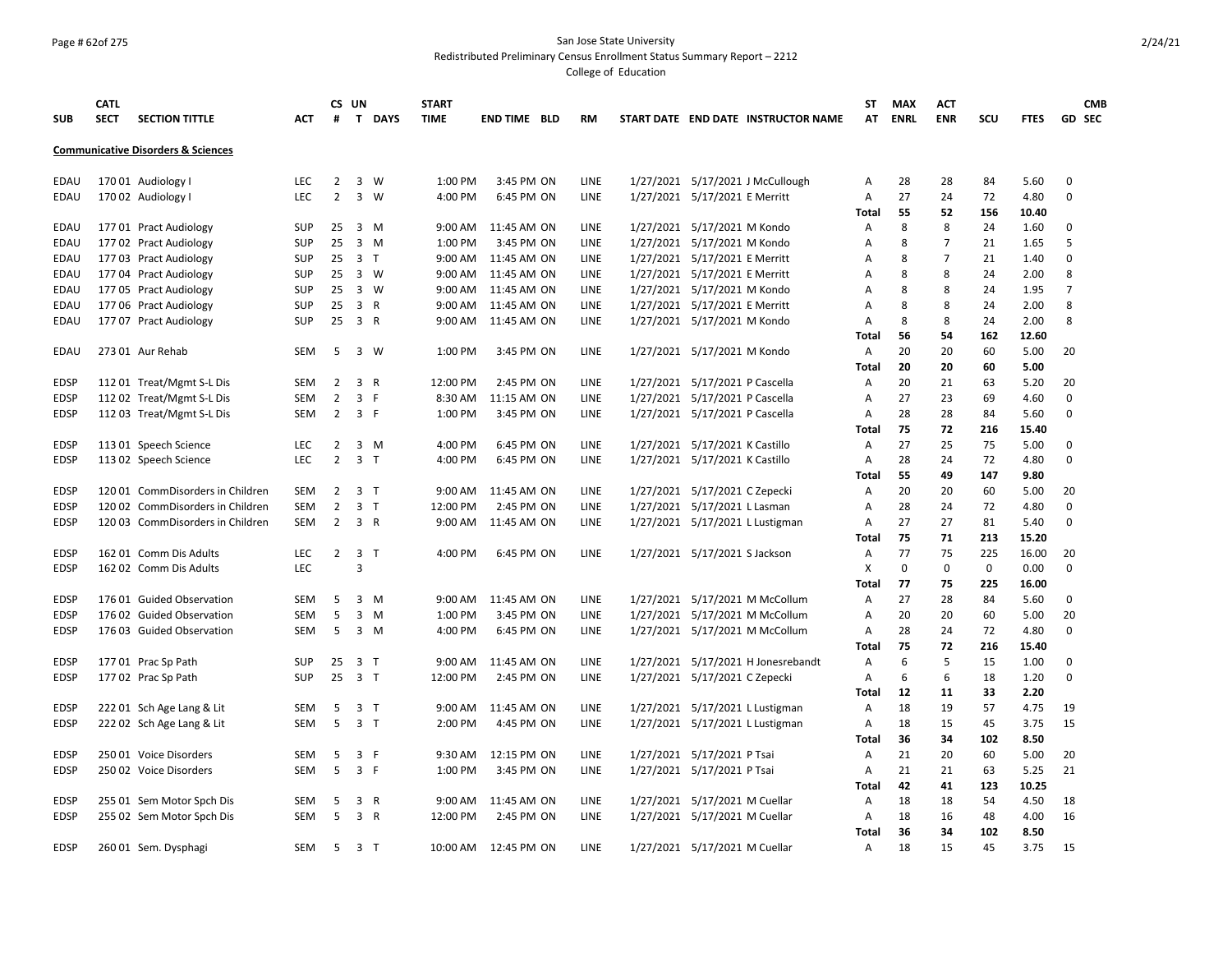San Jose State University
Redistributed Preliminary Census Enrollment Status Summary Report – 2212
College of Education

| SUB | CATL SECT | SECTION TITTLE | ACT | CS # | UN T | DAYS | START TIME | END TIME | BLD | RM | START DATE | END DATE | INSTRUCTOR NAME | ST AT | MAX ENRL | ACT ENR | SCU | FTES | GD | CMB SEC |
|---|---|---|---|---|---|---|---|---|---|---|---|---|---|---|---|---|---|---|---|---|
| **Communicative Disorders & Sciences** | | | | | | | | | | | | | | | | | | | | |
| EDAU | 170 01 | Audiology I | LEC | 2 | 3 | W | 1:00 PM | 3:45 PM | ON | LINE | 1/27/2021 | 5/17/2021 | J McCullough | A | 28 | 28 | 84 | 5.60 | 0 | |
| EDAU | 170 02 | Audiology I | LEC | 2 | 3 | W | 4:00 PM | 6:45 PM | ON | LINE | 1/27/2021 | 5/17/2021 | E Merritt | A | 27 | 24 | 72 | 4.80 | 0 | |
| | | | | | | | | | | | | | | Total | 55 | 52 | 156 | 10.40 | | |
| EDAU | 177 01 | Pract Audiology | SUP | 25 | 3 | M | 9:00 AM | 11:45 AM | ON | LINE | 1/27/2021 | 5/17/2021 | M Kondo | A | 8 | 8 | 24 | 1.60 | 0 | |
| EDAU | 177 02 | Pract Audiology | SUP | 25 | 3 | M | 1:00 PM | 3:45 PM | ON | LINE | 1/27/2021 | 5/17/2021 | M Kondo | A | 8 | 7 | 21 | 1.65 | 5 | |
| EDAU | 177 03 | Pract Audiology | SUP | 25 | 3 | T | 9:00 AM | 11:45 AM | ON | LINE | 1/27/2021 | 5/17/2021 | E Merritt | A | 8 | 7 | 21 | 1.40 | 0 | |
| EDAU | 177 04 | Pract Audiology | SUP | 25 | 3 | W | 9:00 AM | 11:45 AM | ON | LINE | 1/27/2021 | 5/17/2021 | E Merritt | A | 8 | 8 | 24 | 2.00 | 8 | |
| EDAU | 177 05 | Pract Audiology | SUP | 25 | 3 | W | 9:00 AM | 11:45 AM | ON | LINE | 1/27/2021 | 5/17/2021 | M Kondo | A | 8 | 8 | 24 | 1.95 | 7 | |
| EDAU | 177 06 | Pract Audiology | SUP | 25 | 3 | R | 9:00 AM | 11:45 AM | ON | LINE | 1/27/2021 | 5/17/2021 | E Merritt | A | 8 | 8 | 24 | 2.00 | 8 | |
| EDAU | 177 07 | Pract Audiology | SUP | 25 | 3 | R | 9:00 AM | 11:45 AM | ON | LINE | 1/27/2021 | 5/17/2021 | M Kondo | A | 8 | 8 | 24 | 2.00 | 8 | |
| | | | | | | | | | | | | | | Total | 56 | 54 | 162 | 12.60 | | |
| EDAU | 273 01 | Aur Rehab | SEM | 5 | 3 | W | 1:00 PM | 3:45 PM | ON | LINE | 1/27/2021 | 5/17/2021 | M Kondo | A | 20 | 20 | 60 | 5.00 | 20 | |
| | | | | | | | | | | | | | | Total | 20 | 20 | 60 | 5.00 | | |
| EDSP | 112 01 | Treat/Mgmt S-L Dis | SEM | 2 | 3 | R | 12:00 PM | 2:45 PM | ON | LINE | 1/27/2021 | 5/17/2021 | P Cascella | A | 20 | 21 | 63 | 5.20 | 20 | |
| EDSP | 112 02 | Treat/Mgmt S-L Dis | SEM | 2 | 3 | F | 8:30 AM | 11:15 AM | ON | LINE | 1/27/2021 | 5/17/2021 | P Cascella | A | 27 | 23 | 69 | 4.60 | 0 | |
| EDSP | 112 03 | Treat/Mgmt S-L Dis | SEM | 2 | 3 | F | 1:00 PM | 3:45 PM | ON | LINE | 1/27/2021 | 5/17/2021 | P Cascella | A | 28 | 28 | 84 | 5.60 | 0 | |
| | | | | | | | | | | | | | | Total | 75 | 72 | 216 | 15.40 | | |
| EDSP | 113 01 | Speech Science | LEC | 2 | 3 | M | 4:00 PM | 6:45 PM | ON | LINE | 1/27/2021 | 5/17/2021 | K Castillo | A | 27 | 25 | 75 | 5.00 | 0 | |
| EDSP | 113 02 | Speech Science | LEC | 2 | 3 | T | 4:00 PM | 6:45 PM | ON | LINE | 1/27/2021 | 5/17/2021 | K Castillo | A | 28 | 24 | 72 | 4.80 | 0 | |
| | | | | | | | | | | | | | | Total | 55 | 49 | 147 | 9.80 | | |
| EDSP | 120 01 | CommDisorders in Children | SEM | 2 | 3 | T | 9:00 AM | 11:45 AM | ON | LINE | 1/27/2021 | 5/17/2021 | C Zepecki | A | 20 | 20 | 60 | 5.00 | 20 | |
| EDSP | 120 02 | CommDisorders in Children | SEM | 2 | 3 | T | 12:00 PM | 2:45 PM | ON | LINE | 1/27/2021 | 5/17/2021 | L Lasman | A | 28 | 24 | 72 | 4.80 | 0 | |
| EDSP | 120 03 | CommDisorders in Children | SEM | 2 | 3 | R | 9:00 AM | 11:45 AM | ON | LINE | 1/27/2021 | 5/17/2021 | L Lustigman | A | 27 | 27 | 81 | 5.40 | 0 | |
| | | | | | | | | | | | | | | Total | 75 | 71 | 213 | 15.20 | | |
| EDSP | 162 01 | Comm Dis Adults | LEC | 2 | 3 | T | 4:00 PM | 6:45 PM | ON | LINE | 1/27/2021 | 5/17/2021 | S Jackson | A | 77 | 75 | 225 | 16.00 | 20 | |
| EDSP | 162 02 | Comm Dis Adults | LEC | | 3 | | | | | | | | | X | 0 | 0 | 0 | 0.00 | 0 | |
| | | | | | | | | | | | | | | Total | 77 | 75 | 225 | 16.00 | | |
| EDSP | 176 01 | Guided Observation | SEM | 5 | 3 | M | 9:00 AM | 11:45 AM | ON | LINE | 1/27/2021 | 5/17/2021 | M McCollum | A | 27 | 28 | 84 | 5.60 | 0 | |
| EDSP | 176 02 | Guided Observation | SEM | 5 | 3 | M | 1:00 PM | 3:45 PM | ON | LINE | 1/27/2021 | 5/17/2021 | M McCollum | A | 20 | 20 | 60 | 5.00 | 20 | |
| EDSP | 176 03 | Guided Observation | SEM | 5 | 3 | M | 4:00 PM | 6:45 PM | ON | LINE | 1/27/2021 | 5/17/2021 | M McCollum | A | 28 | 24 | 72 | 4.80 | 0 | |
| | | | | | | | | | | | | | | Total | 75 | 72 | 216 | 15.40 | | |
| EDSP | 177 01 | Prac Sp Path | SUP | 25 | 3 | T | 9:00 AM | 11:45 AM | ON | LINE | 1/27/2021 | 5/17/2021 | H Jonesrebandt | A | 6 | 5 | 15 | 1.00 | 0 | |
| EDSP | 177 02 | Prac Sp Path | SUP | 25 | 3 | T | 12:00 PM | 2:45 PM | ON | LINE | 1/27/2021 | 5/17/2021 | C Zepecki | A | 6 | 6 | 18 | 1.20 | 0 | |
| | | | | | | | | | | | | | | Total | 12 | 11 | 33 | 2.20 | | |
| EDSP | 222 01 | Sch Age Lang & Lit | SEM | 5 | 3 | T | 9:00 AM | 11:45 AM | ON | LINE | 1/27/2021 | 5/17/2021 | L Lustigman | A | 18 | 19 | 57 | 4.75 | 19 | |
| EDSP | 222 02 | Sch Age Lang & Lit | SEM | 5 | 3 | T | 2:00 PM | 4:45 PM | ON | LINE | 1/27/2021 | 5/17/2021 | L Lustigman | A | 18 | 15 | 45 | 3.75 | 15 | |
| | | | | | | | | | | | | | | Total | 36 | 34 | 102 | 8.50 | | |
| EDSP | 250 01 | Voice Disorders | SEM | 5 | 3 | F | 9:30 AM | 12:15 PM | ON | LINE | 1/27/2021 | 5/17/2021 | P Tsai | A | 21 | 20 | 60 | 5.00 | 20 | |
| EDSP | 250 02 | Voice Disorders | SEM | 5 | 3 | F | 1:00 PM | 3:45 PM | ON | LINE | 1/27/2021 | 5/17/2021 | P Tsai | A | 21 | 21 | 63 | 5.25 | 21 | |
| | | | | | | | | | | | | | | Total | 42 | 41 | 123 | 10.25 | | |
| EDSP | 255 01 | Sem Motor Spch Dis | SEM | 5 | 3 | R | 9:00 AM | 11:45 AM | ON | LINE | 1/27/2021 | 5/17/2021 | M Cuellar | A | 18 | 18 | 54 | 4.50 | 18 | |
| EDSP | 255 02 | Sem Motor Spch Dis | SEM | 5 | 3 | R | 12:00 PM | 2:45 PM | ON | LINE | 1/27/2021 | 5/17/2021 | M Cuellar | A | 18 | 16 | 48 | 4.00 | 16 | |
| | | | | | | | | | | | | | | Total | 36 | 34 | 102 | 8.50 | | |
| EDSP | 260 01 | Sem. Dysphagi | SEM | 5 | 3 | T | 10:00 AM | 12:45 PM | ON | LINE | 1/27/2021 | 5/17/2021 | M Cuellar | A | 18 | 15 | 45 | 3.75 | 15 | |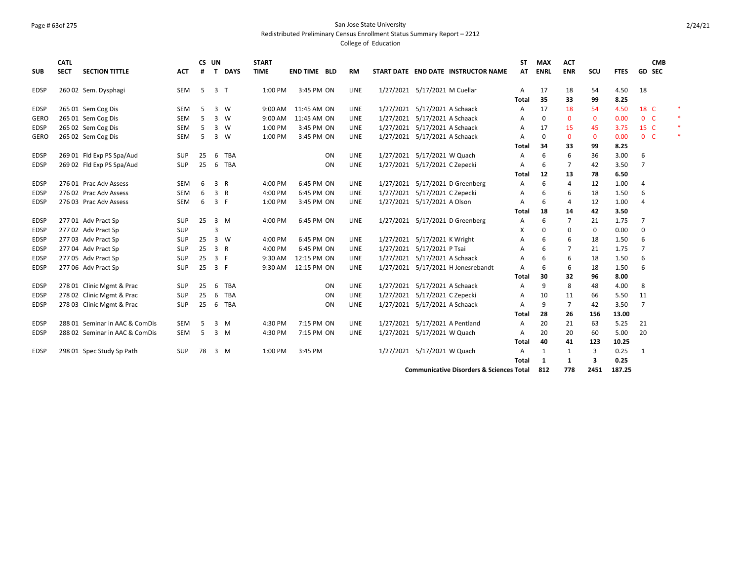San Jose State University
Redistributed Preliminary Census Enrollment Status Summary Report – 2212
College of Education

| SUB | CATL SECT | SECTION TITTLE | ACT | CS # | UN T | DAYS | START TIME | END TIME | BLD | RM | START DATE | END DATE | INSTRUCTOR NAME | ST AT | MAX ENRL | ACT ENR | SCU | FTES | GD | CMB SEC | |
|---|---|---|---|---|---|---|---|---|---|---|---|---|---|---|---|---|---|---|---|---|---|
| EDSP | 260 02 | Sem. Dysphagi | SEM | 5 | 3 | T | 1:00 PM | 3:45 PM | ON | LINE | 1/27/2021 | 5/17/2021 | M Cuellar | A | 17 | 18 | 54 | 4.50 | 18 | | |
| | | | | | | | | | | | | | | Total | 35 | 33 | 99 | 8.25 | | | |
| EDSP | 265 01 | Sem Cog Dis | SEM | 5 | 3 | W | 9:00 AM | 11:45 AM | ON | LINE | 1/27/2021 | 5/17/2021 | A Schaack | A | 17 | 18 | 54 | 4.50 | 18 | C | * |
| GERO | 265 01 | Sem Cog Dis | SEM | 5 | 3 | W | 9:00 AM | 11:45 AM | ON | LINE | 1/27/2021 | 5/17/2021 | A Schaack | A | 0 | 0 | 0 | 0.00 | 0 | C | * |
| EDSP | 265 02 | Sem Cog Dis | SEM | 5 | 3 | W | 1:00 PM | 3:45 PM | ON | LINE | 1/27/2021 | 5/17/2021 | A Schaack | A | 17 | 15 | 45 | 3.75 | 15 | C | * |
| GERO | 265 02 | Sem Cog Dis | SEM | 5 | 3 | W | 1:00 PM | 3:45 PM | ON | LINE | 1/27/2021 | 5/17/2021 | A Schaack | A | 0 | 0 | 0 | 0.00 | 0 | C | * |
| | | | | | | | | | | | | | | Total | 34 | 33 | 99 | 8.25 | | | |
| EDSP | 269 01 | Fld Exp PS Spa/Aud | SUP | 25 | 6 | TBA | | | ON | LINE | 1/27/2021 | 5/17/2021 | W Quach | A | 6 | 6 | 36 | 3.00 | 6 | | |
| EDSP | 269 02 | Fld Exp PS Spa/Aud | SUP | 25 | 6 | TBA | | | ON | LINE | 1/27/2021 | 5/17/2021 | C Zepecki | A | 6 | 7 | 42 | 3.50 | 7 | | |
| | | | | | | | | | | | | | | Total | 12 | 13 | 78 | 6.50 | | | |
| EDSP | 276 01 | Prac Adv Assess | SEM | 6 | 3 | R | 4:00 PM | 6:45 PM | ON | LINE | 1/27/2021 | 5/17/2021 | D Greenberg | A | 6 | 4 | 12 | 1.00 | 4 | | |
| EDSP | 276 02 | Prac Adv Assess | SEM | 6 | 3 | R | 4:00 PM | 6:45 PM | ON | LINE | 1/27/2021 | 5/17/2021 | C Zepecki | A | 6 | 6 | 18 | 1.50 | 6 | | |
| EDSP | 276 03 | Prac Adv Assess | SEM | 6 | 3 | F | 1:00 PM | 3:45 PM | ON | LINE | 1/27/2021 | 5/17/2021 | A Olson | A | 6 | 4 | 12 | 1.00 | 4 | | |
| | | | | | | | | | | | | | | Total | 18 | 14 | 42 | 3.50 | | | |
| EDSP | 277 01 | Adv Pract Sp | SUP | 25 | 3 | M | 4:00 PM | 6:45 PM | ON | LINE | 1/27/2021 | 5/17/2021 | D Greenberg | A | 6 | 7 | 21 | 1.75 | 7 | | |
| EDSP | 277 02 | Adv Pract Sp | SUP | | 3 | | | | | | | | | X | 0 | 0 | 0 | 0.00 | 0 | | |
| EDSP | 277 03 | Adv Pract Sp | SUP | 25 | 3 | W | 4:00 PM | 6:45 PM | ON | LINE | 1/27/2021 | 5/17/2021 | K Wright | A | 6 | 6 | 18 | 1.50 | 6 | | |
| EDSP | 277 04 | Adv Pract Sp | SUP | 25 | 3 | R | 4:00 PM | 6:45 PM | ON | LINE | 1/27/2021 | 5/17/2021 | P Tsai | A | 6 | 7 | 21 | 1.75 | 7 | | |
| EDSP | 277 05 | Adv Pract Sp | SUP | 25 | 3 | F | 9:30 AM | 12:15 PM | ON | LINE | 1/27/2021 | 5/17/2021 | A Schaack | A | 6 | 6 | 18 | 1.50 | 6 | | |
| EDSP | 277 06 | Adv Pract Sp | SUP | 25 | 3 | F | 9:30 AM | 12:15 PM | ON | LINE | 1/27/2021 | 5/17/2021 | H Jonesrebandt | A | 6 | 6 | 18 | 1.50 | 6 | | |
| | | | | | | | | | | | | | | Total | 30 | 32 | 96 | 8.00 | | | |
| EDSP | 278 01 | Clinic Mgmt & Prac | SUP | 25 | 6 | TBA | | | ON | LINE | 1/27/2021 | 5/17/2021 | A Schaack | A | 9 | 8 | 48 | 4.00 | 8 | | |
| EDSP | 278 02 | Clinic Mgmt & Prac | SUP | 25 | 6 | TBA | | | ON | LINE | 1/27/2021 | 5/17/2021 | C Zepecki | A | 10 | 11 | 66 | 5.50 | 11 | | |
| EDSP | 278 03 | Clinic Mgmt & Prac | SUP | 25 | 6 | TBA | | | ON | LINE | 1/27/2021 | 5/17/2021 | A Schaack | A | 9 | 7 | 42 | 3.50 | 7 | | |
| | | | | | | | | | | | | | | Total | 28 | 26 | 156 | 13.00 | | | |
| EDSP | 288 01 | Seminar in AAC & ComDis | SEM | 5 | 3 | M | 4:30 PM | 7:15 PM | ON | LINE | 1/27/2021 | 5/17/2021 | A Pentland | A | 20 | 21 | 63 | 5.25 | 21 | | |
| EDSP | 288 02 | Seminar in AAC & ComDis | SEM | 5 | 3 | M | 4:30 PM | 7:15 PM | ON | LINE | 1/27/2021 | 5/17/2021 | W Quach | A | 20 | 20 | 60 | 5.00 | 20 | | |
| | | | | | | | | | | | | | | Total | 40 | 41 | 123 | 10.25 | | | |
| EDSP | 298 01 | Spec Study Sp Path | SUP | 78 | 3 | M | 1:00 PM | 3:45 PM | | | 1/27/2021 | 5/17/2021 | W Quach | A | 1 | 1 | 3 | 0.25 | 1 | | |
| | | | | | | | | | | | | | | Total | 1 | 1 | 3 | 0.25 | | | |
| | | | | | | | | | | | | | Communicative Disorders & Sciences Total | | 812 | 778 | 2451 | 187.25 | | | |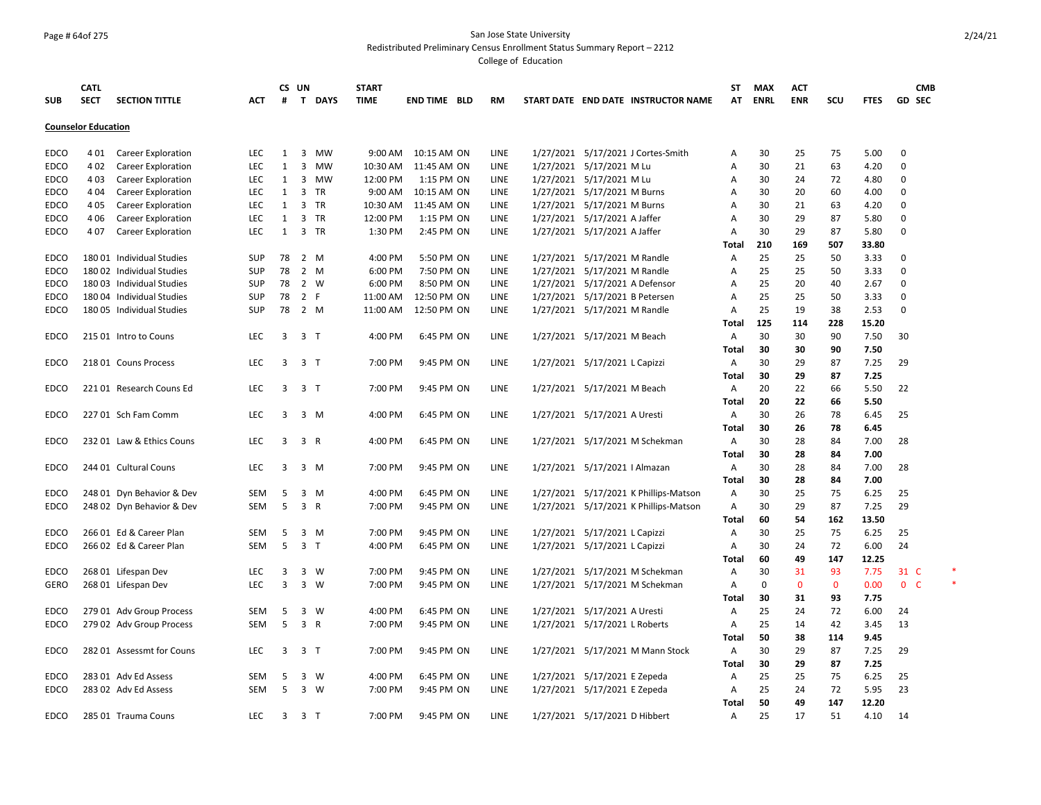San Jose State University

Redistributed Preliminary Census Enrollment Status Summary Report – 2212

College of Education

| SUB | CATL SECT | SECTION TITTLE | ACT | CS # | UN T | DAYS | START TIME | END TIME | BLD | RM | START DATE | END DATE | INSTRUCTOR NAME | ST AT | MAX ENRL | ACT ENR | SCU | FTES | GD | CMB SEC | |
|---|---|---|---|---|---|---|---|---|---|---|---|---|---|---|---|---|---|---|---|---|---|
| **Counselor Education** | | | | | | | | | | | | | | | | | | | | | |
| EDCO | 4 01 | Career Exploration | LEC | 1 | 3 | MW | 9:00 AM | 10:15 AM | ON | LINE | 1/27/2021 | 5/17/2021 | J Cortes-Smith | A | 30 | 25 | 75 | 5.00 | 0 | | |
| EDCO | 4 02 | Career Exploration | LEC | 1 | 3 | MW | 10:30 AM | 11:45 AM | ON | LINE | 1/27/2021 | 5/17/2021 | M Lu | A | 30 | 21 | 63 | 4.20 | 0 | | |
| EDCO | 4 03 | Career Exploration | LEC | 1 | 3 | MW | 12:00 PM | 1:15 PM | ON | LINE | 1/27/2021 | 5/17/2021 | M Lu | A | 30 | 24 | 72 | 4.80 | 0 | | |
| EDCO | 4 04 | Career Exploration | LEC | 1 | 3 | TR | 9:00 AM | 10:15 AM | ON | LINE | 1/27/2021 | 5/17/2021 | M Burns | A | 30 | 20 | 60 | 4.00 | 0 | | |
| EDCO | 4 05 | Career Exploration | LEC | 1 | 3 | TR | 10:30 AM | 11:45 AM | ON | LINE | 1/27/2021 | 5/17/2021 | M Burns | A | 30 | 21 | 63 | 4.20 | 0 | | |
| EDCO | 4 06 | Career Exploration | LEC | 1 | 3 | TR | 12:00 PM | 1:15 PM | ON | LINE | 1/27/2021 | 5/17/2021 | A Jaffer | A | 30 | 29 | 87 | 5.80 | 0 | | |
| EDCO | 4 07 | Career Exploration | LEC | 1 | 3 | TR | 1:30 PM | 2:45 PM | ON | LINE | 1/27/2021 | 5/17/2021 | A Jaffer | A | 30 | 29 | 87 | 5.80 | 0 | | |
| | | | | | | | | | | | | | | **Total** | **210** | **169** | **507** | **33.80** | | | |
| EDCO | 180 01 | Individual Studies | SUP | 78 | 2 | M | 4:00 PM | 5:50 PM | ON | LINE | 1/27/2021 | 5/17/2021 | M Randle | A | 25 | 25 | 50 | 3.33 | 0 | | |
| EDCO | 180 02 | Individual Studies | SUP | 78 | 2 | M | 6:00 PM | 7:50 PM | ON | LINE | 1/27/2021 | 5/17/2021 | M Randle | A | 25 | 25 | 50 | 3.33 | 0 | | |
| EDCO | 180 03 | Individual Studies | SUP | 78 | 2 | W | 6:00 PM | 8:50 PM | ON | LINE | 1/27/2021 | 5/17/2021 | A Defensor | A | 25 | 20 | 40 | 2.67 | 0 | | |
| EDCO | 180 04 | Individual Studies | SUP | 78 | 2 | F | 11:00 AM | 12:50 PM | ON | LINE | 1/27/2021 | 5/17/2021 | B Petersen | A | 25 | 25 | 50 | 3.33 | 0 | | |
| EDCO | 180 05 | Individual Studies | SUP | 78 | 2 | M | 11:00 AM | 12:50 PM | ON | LINE | 1/27/2021 | 5/17/2021 | M Randle | A | 25 | 19 | 38 | 2.53 | 0 | | |
| | | | | | | | | | | | | | | **Total** | **125** | **114** | **228** | **15.20** | | | |
| EDCO | 215 01 | Intro to Couns | LEC | 3 | 3 | T | 4:00 PM | 6:45 PM | ON | LINE | 1/27/2021 | 5/17/2021 | M Beach | A | 30 | 30 | 90 | 7.50 | 30 | | |
| | | | | | | | | | | | | | | **Total** | **30** | **30** | **90** | **7.50** | | | |
| EDCO | 218 01 | Couns Process | LEC | 3 | 3 | T | 7:00 PM | 9:45 PM | ON | LINE | 1/27/2021 | 5/17/2021 | L Capizzi | A | 30 | 29 | 87 | 7.25 | 29 | | |
| | | | | | | | | | | | | | | **Total** | **30** | **29** | **87** | **7.25** | | | |
| EDCO | 221 01 | Research Couns Ed | LEC | 3 | 3 | T | 7:00 PM | 9:45 PM | ON | LINE | 1/27/2021 | 5/17/2021 | M Beach | A | 20 | 22 | 66 | 5.50 | 22 | | |
| | | | | | | | | | | | | | | **Total** | **20** | **22** | **66** | **5.50** | | | |
| EDCO | 227 01 | Sch Fam Comm | LEC | 3 | 3 | M | 4:00 PM | 6:45 PM | ON | LINE | 1/27/2021 | 5/17/2021 | A Uresti | A | 30 | 26 | 78 | 6.45 | 25 | | |
| | | | | | | | | | | | | | | **Total** | **30** | **26** | **78** | **6.45** | | | |
| EDCO | 232 01 | Law & Ethics Couns | LEC | 3 | 3 | R | 4:00 PM | 6:45 PM | ON | LINE | 1/27/2021 | 5/17/2021 | M Schekman | A | 30 | 28 | 84 | 7.00 | 28 | | |
| | | | | | | | | | | | | | | **Total** | **30** | **28** | **84** | **7.00** | | | |
| EDCO | 244 01 | Cultural Couns | LEC | 3 | 3 | M | 7:00 PM | 9:45 PM | ON | LINE | 1/27/2021 | 5/17/2021 | I Almazan | A | 30 | 28 | 84 | 7.00 | 28 | | |
| | | | | | | | | | | | | | | **Total** | **30** | **28** | **84** | **7.00** | | | |
| EDCO | 248 01 | Dyn Behavior & Dev | SEM | 5 | 3 | M | 4:00 PM | 6:45 PM | ON | LINE | 1/27/2021 | 5/17/2021 | K Phillips-Matson | A | 30 | 25 | 75 | 6.25 | 25 | | |
| EDCO | 248 02 | Dyn Behavior & Dev | SEM | 5 | 3 | R | 7:00 PM | 9:45 PM | ON | LINE | 1/27/2021 | 5/17/2021 | K Phillips-Matson | A | 30 | 29 | 87 | 7.25 | 29 | | |
| | | | | | | | | | | | | | | **Total** | **60** | **54** | **162** | **13.50** | | | |
| EDCO | 266 01 | Ed & Career Plan | SEM | 5 | 3 | M | 7:00 PM | 9:45 PM | ON | LINE | 1/27/2021 | 5/17/2021 | L Capizzi | A | 30 | 25 | 75 | 6.25 | 25 | | |
| EDCO | 266 02 | Ed & Career Plan | SEM | 5 | 3 | T | 4:00 PM | 6:45 PM | ON | LINE | 1/27/2021 | 5/17/2021 | L Capizzi | A | 30 | 24 | 72 | 6.00 | 24 | | |
| | | | | | | | | | | | | | | **Total** | **60** | **49** | **147** | **12.25** | | | |
| EDCO | 268 01 | Lifespan Dev | LEC | 3 | 3 | W | 7:00 PM | 9:45 PM | ON | LINE | 1/27/2021 | 5/17/2021 | M Schekman | A | 30 | 31 | 93 | 7.75 | 31 | C | * |
| GERO | 268 01 | Lifespan Dev | LEC | 3 | 3 | W | 7:00 PM | 9:45 PM | ON | LINE | 1/27/2021 | 5/17/2021 | M Schekman | A | 0 | 0 | 0 | 0.00 | 0 | C | * |
| | | | | | | | | | | | | | | **Total** | **30** | **31** | **93** | **7.75** | | | |
| EDCO | 279 01 | Adv Group Process | SEM | 5 | 3 | W | 4:00 PM | 6:45 PM | ON | LINE | 1/27/2021 | 5/17/2021 | A Uresti | A | 25 | 24 | 72 | 6.00 | 24 | | |
| EDCO | 279 02 | Adv Group Process | SEM | 5 | 3 | R | 7:00 PM | 9:45 PM | ON | LINE | 1/27/2021 | 5/17/2021 | L Roberts | A | 25 | 14 | 42 | 3.45 | 13 | | |
| | | | | | | | | | | | | | | **Total** | **50** | **38** | **114** | **9.45** | | | |
| EDCO | 282 01 | Assessmt for Couns | LEC | 3 | 3 | T | 7:00 PM | 9:45 PM | ON | LINE | 1/27/2021 | 5/17/2021 | M Mann Stock | A | 30 | 29 | 87 | 7.25 | 29 | | |
| | | | | | | | | | | | | | | **Total** | **30** | **29** | **87** | **7.25** | | | |
| EDCO | 283 01 | Adv Ed Assess | SEM | 5 | 3 | W | 4:00 PM | 6:45 PM | ON | LINE | 1/27/2021 | 5/17/2021 | E Zepeda | A | 25 | 25 | 75 | 6.25 | 25 | | |
| EDCO | 283 02 | Adv Ed Assess | SEM | 5 | 3 | W | 7:00 PM | 9:45 PM | ON | LINE | 1/27/2021 | 5/17/2021 | E Zepeda | A | 25 | 24 | 72 | 5.95 | 23 | | |
| | | | | | | | | | | | | | | **Total** | **50** | **49** | **147** | **12.20** | | | |
| EDCO | 285 01 | Trauma Couns | LEC | 3 | 3 | T | 7:00 PM | 9:45 PM | ON | LINE | 1/27/2021 | 5/17/2021 | D Hibbert | A | 25 | 17 | 51 | 4.10 | 14 | | |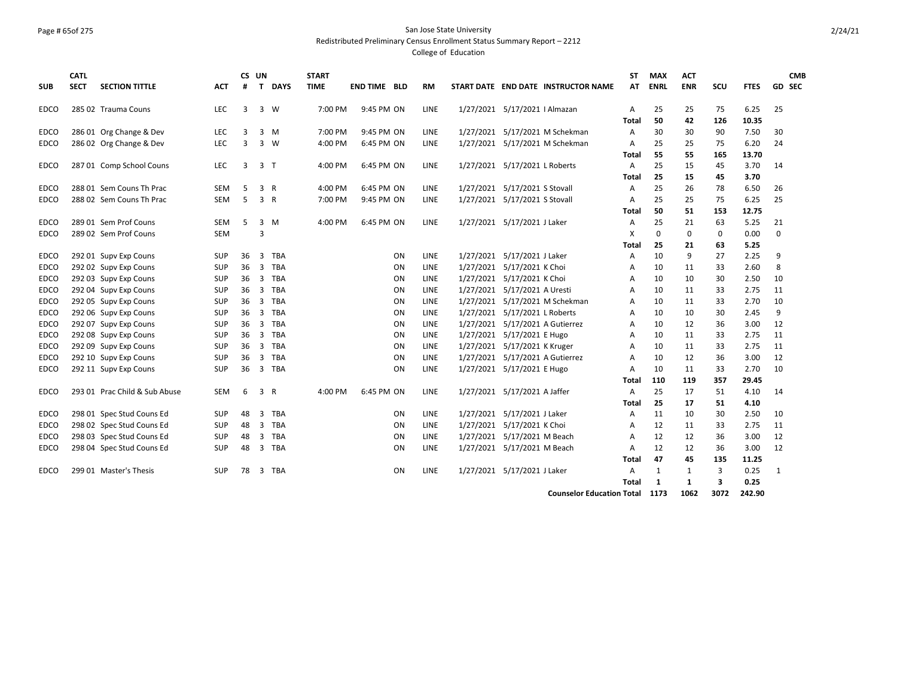San Jose State University
Redistributed Preliminary Census Enrollment Status Summary Report – 2212
College of Education

| SUB | CATL SECT | SECTION TITTLE | ACT | CS # | UN T | DAYS | START TIME | END TIME | BLD | RM | START DATE | END DATE | INSTRUCTOR NAME | ST AT | MAX ENRL | ACT ENR | SCU | FTES | GD | CMB SEC |
|---|---|---|---|---|---|---|---|---|---|---|---|---|---|---|---|---|---|---|---|---|
| EDCO | 285 02 | Trauma Couns | LEC | 3 | 3 | W | 7:00 PM | 9:45 PM | ON | LINE | 1/27/2021 | 5/17/2021 | I Almazan | A | 25 | 25 | 75 | 6.25 | 25 | |
| | | | | | | | | | | | | | | **Total** | **50** | **42** | **126** | **10.35** | | |
| EDCO | 286 01 | Org Change & Dev | LEC | 3 | 3 | M | 7:00 PM | 9:45 PM | ON | LINE | 1/27/2021 | 5/17/2021 | M Schekman | A | 30 | 30 | 90 | 7.50 | 30 | |
| EDCO | 286 02 | Org Change & Dev | LEC | 3 | 3 | W | 4:00 PM | 6:45 PM | ON | LINE | 1/27/2021 | 5/17/2021 | M Schekman | A | 25 | 25 | 75 | 6.20 | 24 | |
| | | | | | | | | | | | | | | **Total** | **55** | **55** | **165** | **13.70** | | |
| EDCO | 287 01 | Comp School Couns | LEC | 3 | 3 | T | 4:00 PM | 6:45 PM | ON | LINE | 1/27/2021 | 5/17/2021 | L Roberts | A | 25 | 15 | 45 | 3.70 | 14 | |
| | | | | | | | | | | | | | | **Total** | **25** | **15** | **45** | **3.70** | | |
| EDCO | 288 01 | Sem Couns Th Prac | SEM | 5 | 3 | R | 4:00 PM | 6:45 PM | ON | LINE | 1/27/2021 | 5/17/2021 | S Stovall | A | 25 | 26 | 78 | 6.50 | 26 | |
| EDCO | 288 02 | Sem Couns Th Prac | SEM | 5 | 3 | R | 7:00 PM | 9:45 PM | ON | LINE | 1/27/2021 | 5/17/2021 | S Stovall | A | 25 | 25 | 75 | 6.25 | 25 | |
| | | | | | | | | | | | | | | **Total** | **50** | **51** | **153** | **12.75** | | |
| EDCO | 289 01 | Sem Prof Couns | SEM | 5 | 3 | M | 4:00 PM | 6:45 PM | ON | LINE | 1/27/2021 | 5/17/2021 | J Laker | A | 25 | 21 | 63 | 5.25 | 21 | |
| EDCO | 289 02 | Sem Prof Couns | SEM | | 3 | | | | | | | | | X | 0 | 0 | 0 | 0.00 | 0 | |
| | | | | | | | | | | | | | | **Total** | **25** | **21** | **63** | **5.25** | | |
| EDCO | 292 01 | Supv Exp Couns | SUP | 36 | 3 | TBA | | | ON | LINE | 1/27/2021 | 5/17/2021 | J Laker | A | 10 | 9 | 27 | 2.25 | 9 | |
| EDCO | 292 02 | Supv Exp Couns | SUP | 36 | 3 | TBA | | | ON | LINE | 1/27/2021 | 5/17/2021 | K Choi | A | 10 | 11 | 33 | 2.60 | 8 | |
| EDCO | 292 03 | Supv Exp Couns | SUP | 36 | 3 | TBA | | | ON | LINE | 1/27/2021 | 5/17/2021 | K Choi | A | 10 | 10 | 30 | 2.50 | 10 | |
| EDCO | 292 04 | Supv Exp Couns | SUP | 36 | 3 | TBA | | | ON | LINE | 1/27/2021 | 5/17/2021 | A Uresti | A | 10 | 11 | 33 | 2.75 | 11 | |
| EDCO | 292 05 | Supv Exp Couns | SUP | 36 | 3 | TBA | | | ON | LINE | 1/27/2021 | 5/17/2021 | M Schekman | A | 10 | 11 | 33 | 2.70 | 10 | |
| EDCO | 292 06 | Supv Exp Couns | SUP | 36 | 3 | TBA | | | ON | LINE | 1/27/2021 | 5/17/2021 | L Roberts | A | 10 | 10 | 30 | 2.45 | 9 | |
| EDCO | 292 07 | Supv Exp Couns | SUP | 36 | 3 | TBA | | | ON | LINE | 1/27/2021 | 5/17/2021 | A Gutierrez | A | 10 | 12 | 36 | 3.00 | 12 | |
| EDCO | 292 08 | Supv Exp Couns | SUP | 36 | 3 | TBA | | | ON | LINE | 1/27/2021 | 5/17/2021 | E Hugo | A | 10 | 11 | 33 | 2.75 | 11 | |
| EDCO | 292 09 | Supv Exp Couns | SUP | 36 | 3 | TBA | | | ON | LINE | 1/27/2021 | 5/17/2021 | K Kruger | A | 10 | 11 | 33 | 2.75 | 11 | |
| EDCO | 292 10 | Supv Exp Couns | SUP | 36 | 3 | TBA | | | ON | LINE | 1/27/2021 | 5/17/2021 | A Gutierrez | A | 10 | 12 | 36 | 3.00 | 12 | |
| EDCO | 292 11 | Supv Exp Couns | SUP | 36 | 3 | TBA | | | ON | LINE | 1/27/2021 | 5/17/2021 | E Hugo | A | 10 | 11 | 33 | 2.70 | 10 | |
| | | | | | | | | | | | | | | **Total** | **110** | **119** | **357** | **29.45** | | |
| EDCO | 293 01 | Prac Child & Sub Abuse | SEM | 6 | 3 | R | 4:00 PM | 6:45 PM | ON | LINE | 1/27/2021 | 5/17/2021 | A Jaffer | A | 25 | 17 | 51 | 4.10 | 14 | |
| | | | | | | | | | | | | | | **Total** | **25** | **17** | **51** | **4.10** | | |
| EDCO | 298 01 | Spec Stud Couns Ed | SUP | 48 | 3 | TBA | | | ON | LINE | 1/27/2021 | 5/17/2021 | J Laker | A | 11 | 10 | 30 | 2.50 | 10 | |
| EDCO | 298 02 | Spec Stud Couns Ed | SUP | 48 | 3 | TBA | | | ON | LINE | 1/27/2021 | 5/17/2021 | K Choi | A | 12 | 11 | 33 | 2.75 | 11 | |
| EDCO | 298 03 | Spec Stud Couns Ed | SUP | 48 | 3 | TBA | | | ON | LINE | 1/27/2021 | 5/17/2021 | M Beach | A | 12 | 12 | 36 | 3.00 | 12 | |
| EDCO | 298 04 | Spec Stud Couns Ed | SUP | 48 | 3 | TBA | | | ON | LINE | 1/27/2021 | 5/17/2021 | M Beach | A | 12 | 12 | 36 | 3.00 | 12 | |
| | | | | | | | | | | | | | | **Total** | **47** | **45** | **135** | **11.25** | | |
| EDCO | 299 01 | Master's Thesis | SUP | 78 | 3 | TBA | | | ON | LINE | 1/27/2021 | 5/17/2021 | J Laker | A | 1 | 1 | 3 | 0.25 | 1 | |
| | | | | | | | | | | | | | | **Total** | **1** | **1** | **3** | **0.25** | | |
| | | | | | | | | | | | | | **Counselor Education Total** | | **1173** | **1062** | **3072** | **242.90** | | |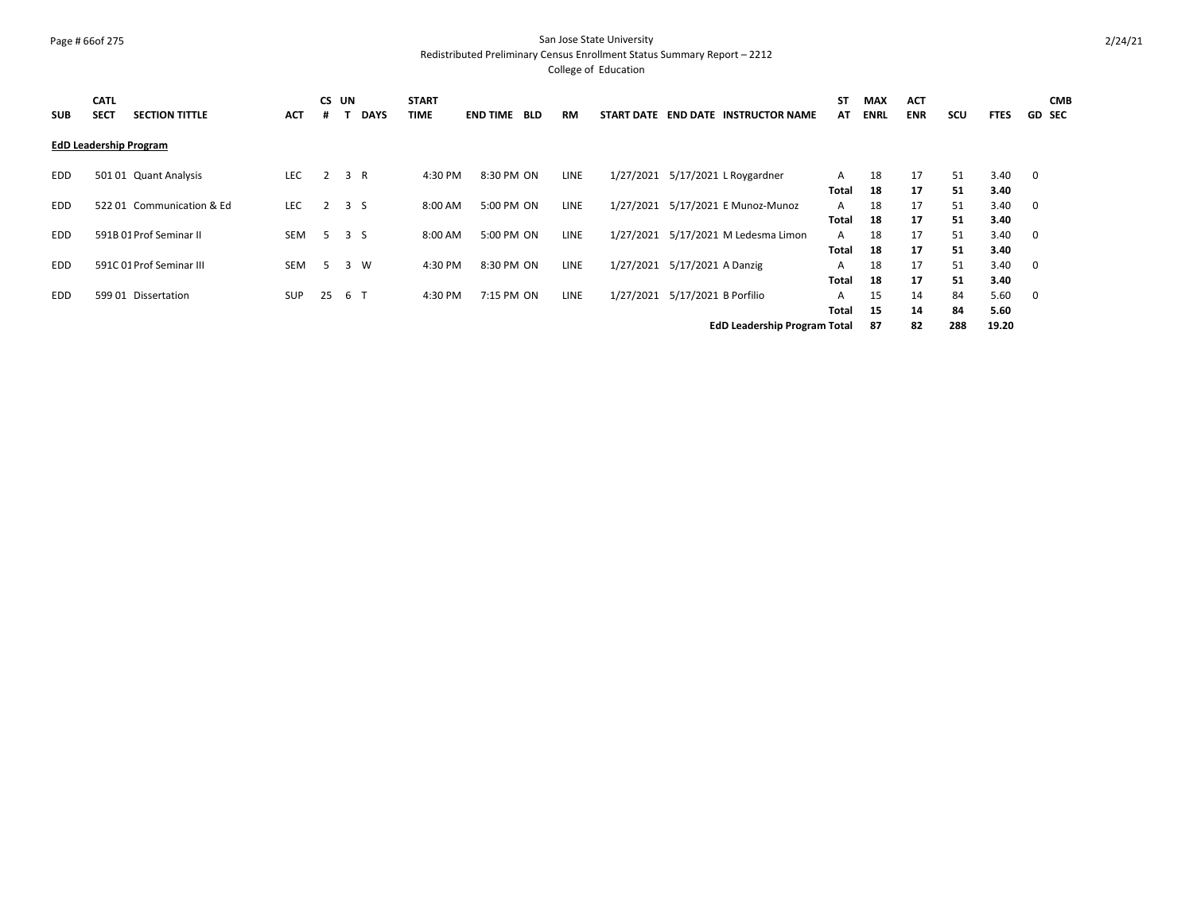# San Jose State University

Redistributed Preliminary Census Enrollment Status Summary Report – 2212

College of Education

| SUB | CATL SECT | SECTION TITTLE | ACT | CS # | UN T | DAYS | START TIME | END TIME | BLD | RM | START DATE | END DATE | INSTRUCTOR NAME | ST AT | MAX ENRL | ACT ENR | SCU | FTES | GD | CMB SEC |
|---|---|---|---|---|---|---|---|---|---|---|---|---|---|---|---|---|---|---|---|---|
| **EdD Leadership Program** | | | | | | | | | | | | | | | | | | | | |
| EDD | 501 01 | Quant Analysis | LEC | 2 | 3 | R | 4:30 PM | 8:30 PM | ON | LINE | 1/27/2021 | 5/17/2021 | L Roygardner | A | 18 | 17 | 51 | 3.40 | 0 | |
| | | | | | | | | | | | | | | **Total** | **18** | **17** | **51** | **3.40** | | |
| EDD | 522 01 | Communication & Ed | LEC | 2 | 3 | S | 8:00 AM | 5:00 PM | ON | LINE | 1/27/2021 | 5/17/2021 | E Munoz-Munoz | A | 18 | 17 | 51 | 3.40 | 0 | |
| | | | | | | | | | | | | | | **Total** | **18** | **17** | **51** | **3.40** | | |
| EDD | 591B 01 | Prof Seminar II | SEM | 5 | 3 | S | 8:00 AM | 5:00 PM | ON | LINE | 1/27/2021 | 5/17/2021 | M Ledesma Limon | A | 18 | 17 | 51 | 3.40 | 0 | |
| | | | | | | | | | | | | | | **Total** | **18** | **17** | **51** | **3.40** | | |
| EDD | 591C 01 | Prof Seminar III | SEM | 5 | 3 | W | 4:30 PM | 8:30 PM | ON | LINE | 1/27/2021 | 5/17/2021 | A Danzig | A | 18 | 17 | 51 | 3.40 | 0 | |
| | | | | | | | | | | | | | | **Total** | **18** | **17** | **51** | **3.40** | | |
| EDD | 599 01 | Dissertation | SUP | 25 | 6 | T | 4:30 PM | 7:15 PM | ON | LINE | 1/27/2021 | 5/17/2021 | B Porfilio | A | 15 | 14 | 84 | 5.60 | 0 | |
| | | | | | | | | | | | | | | **Total** | **15** | **14** | **84** | **5.60** | | |
| | | | | | | | | | | | | | **EdD Leadership Program Total** | | **87** | **82** | **288** | **19.20** | | |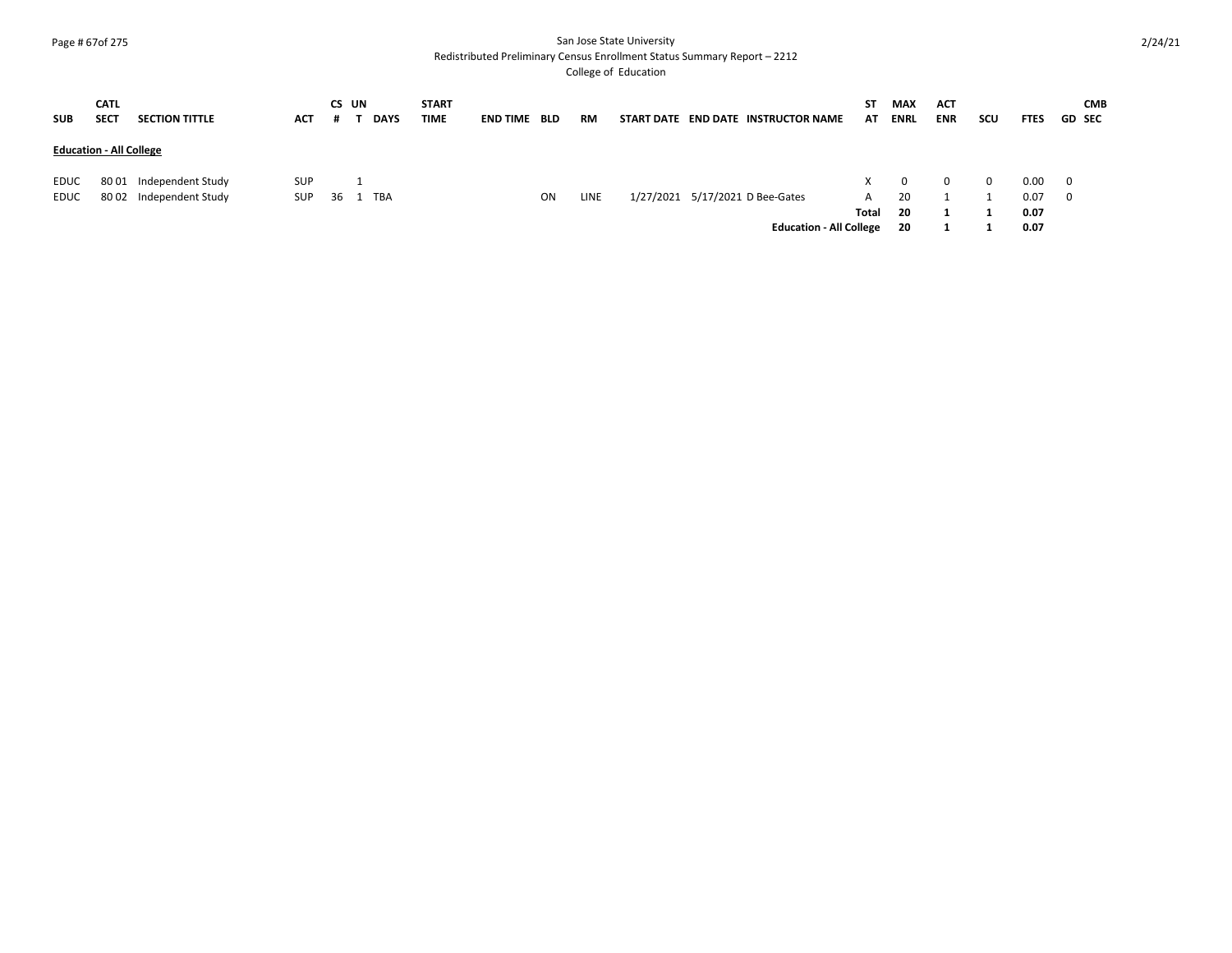San Jose State University
Redistributed Preliminary Census Enrollment Status Summary Report – 2212
College of Education

| SUB | CATL SECT | SECTION TITTLE | ACT | CS # | UN T | DAYS | START TIME | END TIME | BLD | RM | START DATE | END DATE | INSTRUCTOR NAME | ST AT | MAX ENRL | ACT ENR | SCU | FTES | GD | CMB SEC |
|---|---|---|---|---|---|---|---|---|---|---|---|---|---|---|---|---|---|---|---|---|
| **Education - All College** | | | | | | | | | | | | | | | | | | | | |
| EDUC | 80 01 | Independent Study | SUP | | 1 | | | | | | | | | X | 0 | 0 | 0 | 0.00 | 0 | |
| EDUC | 80 02 | Independent Study | SUP | 36 | 1 | TBA | | | ON | LINE | 1/27/2021 | 5/17/2021 | D Bee-Gates | A | 20 | 1 | 1 | 0.07 | 0 | |
| | | | | | | | | | | | | | | **Total** | **20** | **1** | **1** | **0.07** | | |
| | | | | | | | | | | | | | **Education - All College** | | **20** | **1** | **1** | **0.07** | | |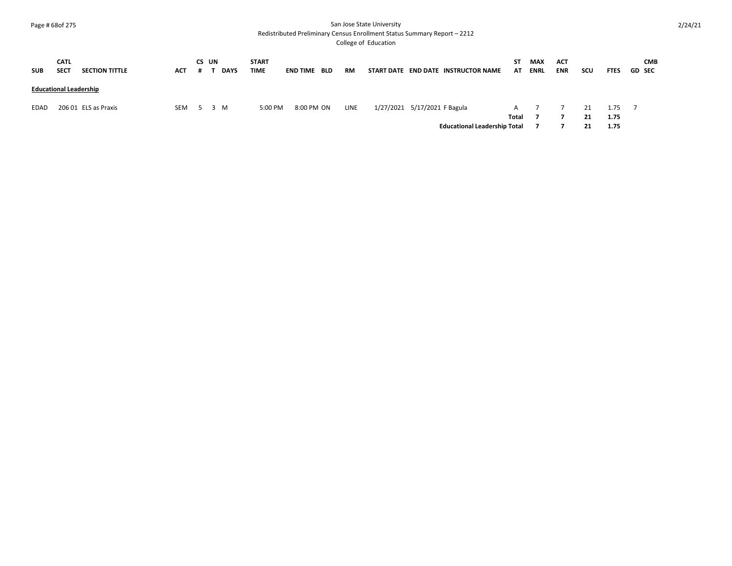San Jose State University
Redistributed Preliminary Census Enrollment Status Summary Report – 2212
College of Education

| SUB | CATL SECT | SECTION TITTLE | ACT | CS # | UN T | DAYS | START TIME | END TIME | BLD | RM | START DATE | END DATE | INSTRUCTOR NAME | ST AT | MAX ENRL | ACT ENR | SCU | FTES | GD | CMB SEC |
|---|---|---|---|---|---|---|---|---|---|---|---|---|---|---|---|---|---|---|---|---|
| **Educational Leadership** | | | | | | | | | | | | | | | | | | | | |
| EDAD | 206 01 | ELS as Praxis | SEM | 5 | 3 | M | 5:00 PM | 8:00 PM | ON | LINE | 1/27/2021 | 5/17/2021 | F Bagula | A | 7 | 7 | 21 | 1.75 | 7 | |
| | | | | | | | | | | | | | | **Total** | **7** | **7** | **21** | **1.75** | | |
| | | | | | | | | | | | | | **Educational Leadership Total** | | **7** | **7** | **21** | **1.75** | | |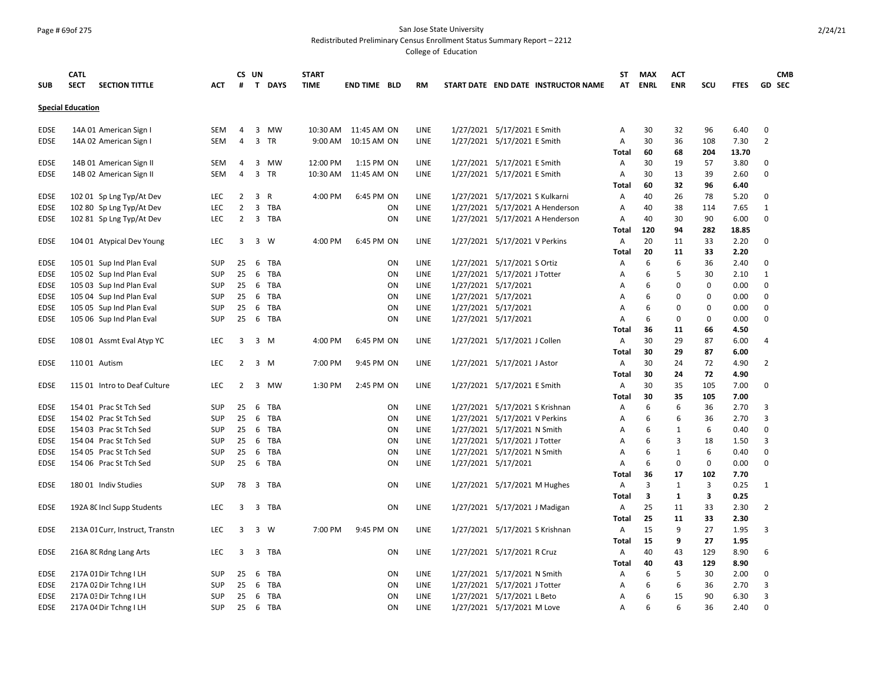San Jose State University
Redistributed Preliminary Census Enrollment Status Summary Report – 2212
College of Education

| SUB | CATL SECT | SECTION TITTLE | ACT | CS # | UN T | DAYS | START TIME | END TIME | BLD | RM | START DATE | END DATE | INSTRUCTOR NAME | ST AT | MAX ENRL | ACT ENR | SCU | FTES | GD | CMB SEC |
|---|---|---|---|---|---|---|---|---|---|---|---|---|---|---|---|---|---|---|---|---|
| **Special Education** | | | | | | | | | | | | | | | | | | | | |
| EDSE | 14A 01 | American Sign I | SEM | 4 | 3 | MW | 10:30 AM | 11:45 AM | ON | LINE | 1/27/2021 | 5/17/2021 | E Smith | A | 30 | 32 | 96 | 6.40 | 0 | |
| EDSE | 14A 02 | American Sign I | SEM | 4 | 3 | TR | 9:00 AM | 10:15 AM | ON | LINE | 1/27/2021 | 5/17/2021 | E Smith | A | 30 | 36 | 108 | 7.30 | 2 | |
| | | | | | | | | | | | | | | **Total** | **60** | **68** | **204** | **13.70** | | |
| EDSE | 14B 01 | American Sign II | SEM | 4 | 3 | MW | 12:00 PM | 1:15 PM | ON | LINE | 1/27/2021 | 5/17/2021 | E Smith | A | 30 | 19 | 57 | 3.80 | 0 | |
| EDSE | 14B 02 | American Sign II | SEM | 4 | 3 | TR | 10:30 AM | 11:45 AM | ON | LINE | 1/27/2021 | 5/17/2021 | E Smith | A | 30 | 13 | 39 | 2.60 | 0 | |
| | | | | | | | | | | | | | | **Total** | **60** | **32** | **96** | **6.40** | | |
| EDSE | 102 01 | Sp Lng Typ/At Dev | LEC | 2 | 3 | R | 4:00 PM | 6:45 PM | ON | LINE | 1/27/2021 | 5/17/2021 | S Kulkarni | A | 40 | 26 | 78 | 5.20 | 0 | |
| EDSE | 102 80 | Sp Lng Typ/At Dev | LEC | 2 | 3 | TBA | | | ON | LINE | 1/27/2021 | 5/17/2021 | A Henderson | A | 40 | 38 | 114 | 7.65 | 1 | |
| EDSE | 102 81 | Sp Lng Typ/At Dev | LEC | 2 | 3 | TBA | | | ON | LINE | 1/27/2021 | 5/17/2021 | A Henderson | A | 40 | 30 | 90 | 6.00 | 0 | |
| | | | | | | | | | | | | | | **Total** | **120** | **94** | **282** | **18.85** | | |
| EDSE | 104 01 | Atypical Dev Young | LEC | 3 | 3 | W | 4:00 PM | 6:45 PM | ON | LINE | 1/27/2021 | 5/17/2021 | V Perkins | A | 20 | 11 | 33 | 2.20 | 0 | |
| | | | | | | | | | | | | | | **Total** | **20** | **11** | **33** | **2.20** | | |
| EDSE | 105 01 | Sup Ind Plan Eval | SUP | 25 | 6 | TBA | | | ON | LINE | 1/27/2021 | 5/17/2021 | S Ortiz | A | 6 | 6 | 36 | 2.40 | 0 | |
| EDSE | 105 02 | Sup Ind Plan Eval | SUP | 25 | 6 | TBA | | | ON | LINE | 1/27/2021 | 5/17/2021 | J Totter | A | 6 | 5 | 30 | 2.10 | 1 | |
| EDSE | 105 03 | Sup Ind Plan Eval | SUP | 25 | 6 | TBA | | | ON | LINE | 1/27/2021 | 5/17/2021 | | A | 6 | 0 | 0 | 0.00 | 0 | |
| EDSE | 105 04 | Sup Ind Plan Eval | SUP | 25 | 6 | TBA | | | ON | LINE | 1/27/2021 | 5/17/2021 | | A | 6 | 0 | 0 | 0.00 | 0 | |
| EDSE | 105 05 | Sup Ind Plan Eval | SUP | 25 | 6 | TBA | | | ON | LINE | 1/27/2021 | 5/17/2021 | | A | 6 | 0 | 0 | 0.00 | 0 | |
| EDSE | 105 06 | Sup Ind Plan Eval | SUP | 25 | 6 | TBA | | | ON | LINE | 1/27/2021 | 5/17/2021 | | A | 6 | 0 | 0 | 0.00 | 0 | |
| | | | | | | | | | | | | | | **Total** | **36** | **11** | **66** | **4.50** | | |
| EDSE | 108 01 | Assmt Eval Atyp YC | LEC | 3 | 3 | M | 4:00 PM | 6:45 PM | ON | LINE | 1/27/2021 | 5/17/2021 | J Collen | A | 30 | 29 | 87 | 6.00 | 4 | |
| | | | | | | | | | | | | | | **Total** | **30** | **29** | **87** | **6.00** | | |
| EDSE | 110 01 | Autism | LEC | 2 | 3 | M | 7:00 PM | 9:45 PM | ON | LINE | 1/27/2021 | 5/17/2021 | J Astor | A | 30 | 24 | 72 | 4.90 | 2 | |
| | | | | | | | | | | | | | | **Total** | **30** | **24** | **72** | **4.90** | | |
| EDSE | 115 01 | Intro to Deaf Culture | LEC | 2 | 3 | MW | 1:30 PM | 2:45 PM | ON | LINE | 1/27/2021 | 5/17/2021 | E Smith | A | 30 | 35 | 105 | 7.00 | 0 | |
| | | | | | | | | | | | | | | **Total** | **30** | **35** | **105** | **7.00** | | |
| EDSE | 154 01 | Prac St Tch Sed | SUP | 25 | 6 | TBA | | | ON | LINE | 1/27/2021 | 5/17/2021 | S Krishnan | A | 6 | 6 | 36 | 2.70 | 3 | |
| EDSE | 154 02 | Prac St Tch Sed | SUP | 25 | 6 | TBA | | | ON | LINE | 1/27/2021 | 5/17/2021 | V Perkins | A | 6 | 6 | 36 | 2.70 | 3 | |
| EDSE | 154 03 | Prac St Tch Sed | SUP | 25 | 6 | TBA | | | ON | LINE | 1/27/2021 | 5/17/2021 | N Smith | A | 6 | 1 | 6 | 0.40 | 0 | |
| EDSE | 154 04 | Prac St Tch Sed | SUP | 25 | 6 | TBA | | | ON | LINE | 1/27/2021 | 5/17/2021 | J Totter | A | 6 | 3 | 18 | 1.50 | 3 | |
| EDSE | 154 05 | Prac St Tch Sed | SUP | 25 | 6 | TBA | | | ON | LINE | 1/27/2021 | 5/17/2021 | N Smith | A | 6 | 1 | 6 | 0.40 | 0 | |
| EDSE | 154 06 | Prac St Tch Sed | SUP | 25 | 6 | TBA | | | ON | LINE | 1/27/2021 | 5/17/2021 | | A | 6 | 0 | 0 | 0.00 | 0 | |
| | | | | | | | | | | | | | | **Total** | **36** | **17** | **102** | **7.70** | | |
| EDSE | 180 01 | Indiv Studies | SUP | 78 | 3 | TBA | | | ON | LINE | 1/27/2021 | 5/17/2021 | M Hughes | A | 3 | 1 | 3 | 0.25 | 1 | |
| | | | | | | | | | | | | | | **Total** | **3** | **1** | **3** | **0.25** | | |
| EDSE | 192A 80 | Incl Supp Students | LEC | 3 | 3 | TBA | | | ON | LINE | 1/27/2021 | 5/17/2021 | J Madigan | A | 25 | 11 | 33 | 2.30 | 2 | |
| | | | | | | | | | | | | | | **Total** | **25** | **11** | **33** | **2.30** | | |
| EDSE | 213A 01 | Curr, Instruct, Transtn | LEC | 3 | 3 | W | 7:00 PM | 9:45 PM | ON | LINE | 1/27/2021 | 5/17/2021 | S Krishnan | A | 15 | 9 | 27 | 1.95 | 3 | |
| | | | | | | | | | | | | | | **Total** | **15** | **9** | **27** | **1.95** | | |
| EDSE | 216A 80 | Rdng Lang Arts | LEC | 3 | 3 | TBA | | | ON | LINE | 1/27/2021 | 5/17/2021 | R Cruz | A | 40 | 43 | 129 | 8.90 | 6 | |
| | | | | | | | | | | | | | | **Total** | **40** | **43** | **129** | **8.90** | | |
| EDSE | 217A 01 | Dir Tchng I LH | SUP | 25 | 6 | TBA | | | ON | LINE | 1/27/2021 | 5/17/2021 | N Smith | A | 6 | 5 | 30 | 2.00 | 0 | |
| EDSE | 217A 02 | Dir Tchng I LH | SUP | 25 | 6 | TBA | | | ON | LINE | 1/27/2021 | 5/17/2021 | J Totter | A | 6 | 6 | 36 | 2.70 | 3 | |
| EDSE | 217A 03 | Dir Tchng I LH | SUP | 25 | 6 | TBA | | | ON | LINE | 1/27/2021 | 5/17/2021 | L Beto | A | 6 | 15 | 90 | 6.30 | 3 | |
| EDSE | 217A 04 | Dir Tchng I LH | SUP | 25 | 6 | TBA | | | ON | LINE | 1/27/2021 | 5/17/2021 | M Love | A | 6 | 6 | 36 | 2.40 | 0 | |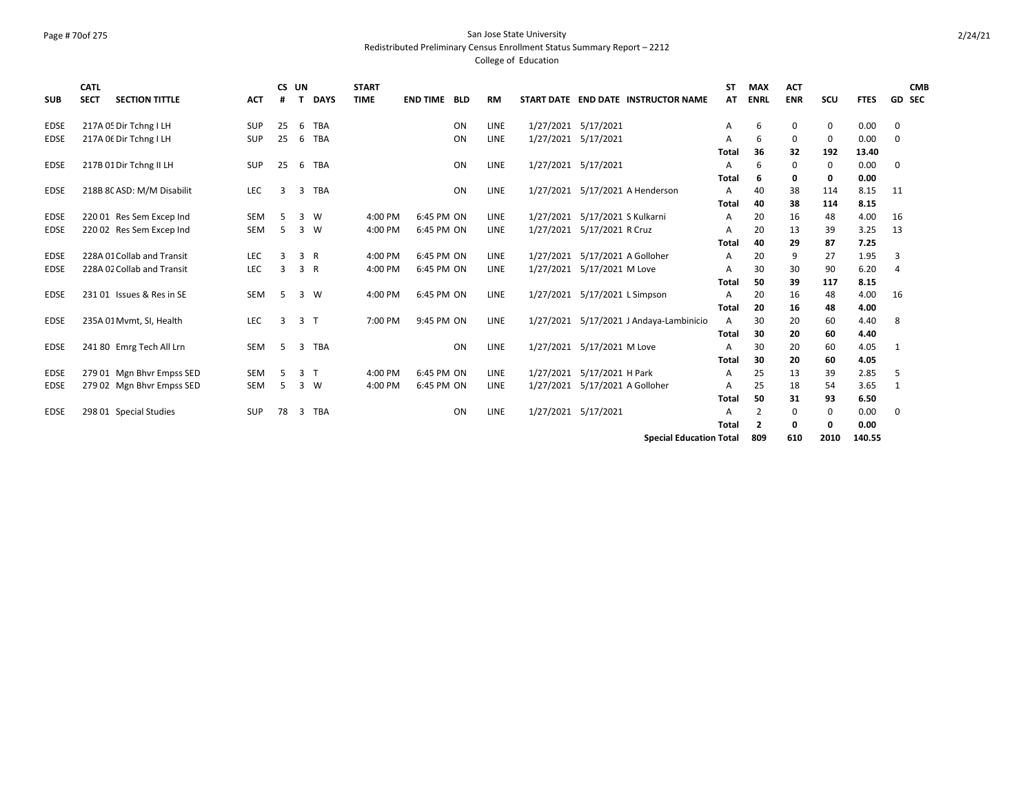San Jose State University
Redistributed Preliminary Census Enrollment Status Summary Report – 2212
College of Education

| SUB | CATL SECT | SECTION TITTLE | ACT | CS # | UN T | DAYS | START TIME | END TIME | BLD | RM | START DATE | END DATE | INSTRUCTOR NAME | ST AT | MAX ENRL | ACT ENR | SCU | FTES | GD | CMB SEC |
|---|---|---|---|---|---|---|---|---|---|---|---|---|---|---|---|---|---|---|---|---|
| EDSE | 217A 05 | Dir Tchng I LH | SUP | 25 | 6 | TBA | | | ON | LINE | 1/27/2021 | 5/17/2021 | | A | 6 | 0 | 0 | 0.00 | 0 | |
| EDSE | 217A 06 | Dir Tchng I LH | SUP | 25 | 6 | TBA | | | ON | LINE | 1/27/2021 | 5/17/2021 | | A | 6 | 0 | 0 | 0.00 | 0 | |
| | | | | | | | | | | | | | | **Total** | **36** | **32** | **192** | **13.40** | | |
| EDSE | 217B 01 | Dir Tchng II LH | SUP | 25 | 6 | TBA | | | ON | LINE | 1/27/2021 | 5/17/2021 | | A | 6 | 0 | 0 | 0.00 | 0 | |
| | | | | | | | | | | | | | | **Total** | **6** | **0** | **0** | **0.00** | | |
| EDSE | 218B 80 | ASD: M/M Disabilit | LEC | 3 | 3 | TBA | | | ON | LINE | 1/27/2021 | 5/17/2021 | A Henderson | A | 40 | 38 | 114 | 8.15 | 11 | |
| | | | | | | | | | | | | | | **Total** | **40** | **38** | **114** | **8.15** | | |
| EDSE | 220 01 | Res Sem Excep Ind | SEM | 5 | 3 | W | 4:00 PM | 6:45 PM | ON | LINE | 1/27/2021 | 5/17/2021 | S Kulkarni | A | 20 | 16 | 48 | 4.00 | 16 | |
| EDSE | 220 02 | Res Sem Excep Ind | SEM | 5 | 3 | W | 4:00 PM | 6:45 PM | ON | LINE | 1/27/2021 | 5/17/2021 | R Cruz | A | 20 | 13 | 39 | 3.25 | 13 | |
| | | | | | | | | | | | | | | **Total** | **40** | **29** | **87** | **7.25** | | |
| EDSE | 228A 01 | Collab and Transit | LEC | 3 | 3 | R | 4:00 PM | 6:45 PM | ON | LINE | 1/27/2021 | 5/17/2021 | A Golloher | A | 20 | 9 | 27 | 1.95 | 3 | |
| EDSE | 228A 02 | Collab and Transit | LEC | 3 | 3 | R | 4:00 PM | 6:45 PM | ON | LINE | 1/27/2021 | 5/17/2021 | M Love | A | 30 | 30 | 90 | 6.20 | 4 | |
| | | | | | | | | | | | | | | **Total** | **50** | **39** | **117** | **8.15** | | |
| EDSE | 231 01 | Issues & Res in SE | SEM | 5 | 3 | W | 4:00 PM | 6:45 PM | ON | LINE | 1/27/2021 | 5/17/2021 | L Simpson | A | 20 | 16 | 48 | 4.00 | 16 | |
| | | | | | | | | | | | | | | **Total** | **20** | **16** | **48** | **4.00** | | |
| EDSE | 235A 01 | Mvmt, SI, Health | LEC | 3 | 3 | T | 7:00 PM | 9:45 PM | ON | LINE | 1/27/2021 | 5/17/2021 | J Andaya-Lambinicio | A | 30 | 20 | 60 | 4.40 | 8 | |
| | | | | | | | | | | | | | | **Total** | **30** | **20** | **60** | **4.40** | | |
| EDSE | 241 80 | Emrg Tech All Lrn | SEM | 5 | 3 | TBA | | | ON | LINE | 1/27/2021 | 5/17/2021 | M Love | A | 30 | 20 | 60 | 4.05 | 1 | |
| | | | | | | | | | | | | | | **Total** | **30** | **20** | **60** | **4.05** | | |
| EDSE | 279 01 | Mgn Bhvr Empss SED | SEM | 5 | 3 | T | 4:00 PM | 6:45 PM | ON | LINE | 1/27/2021 | 5/17/2021 | H Park | A | 25 | 13 | 39 | 2.85 | 5 | |
| EDSE | 279 02 | Mgn Bhvr Empss SED | SEM | 5 | 3 | W | 4:00 PM | 6:45 PM | ON | LINE | 1/27/2021 | 5/17/2021 | A Golloher | A | 25 | 18 | 54 | 3.65 | 1 | |
| | | | | | | | | | | | | | | **Total** | **50** | **31** | **93** | **6.50** | | |
| EDSE | 298 01 | Special Studies | SUP | 78 | 3 | TBA | | | ON | LINE | 1/27/2021 | 5/17/2021 | | A | 2 | 0 | 0 | 0.00 | 0 | |
| | | | | | | | | | | | | | | **Total** | **2** | **0** | **0** | **0.00** | | |
| | | | | | | | | | | | | | **Special Education Total** | | **809** | **610** | **2010** | **140.55** | | |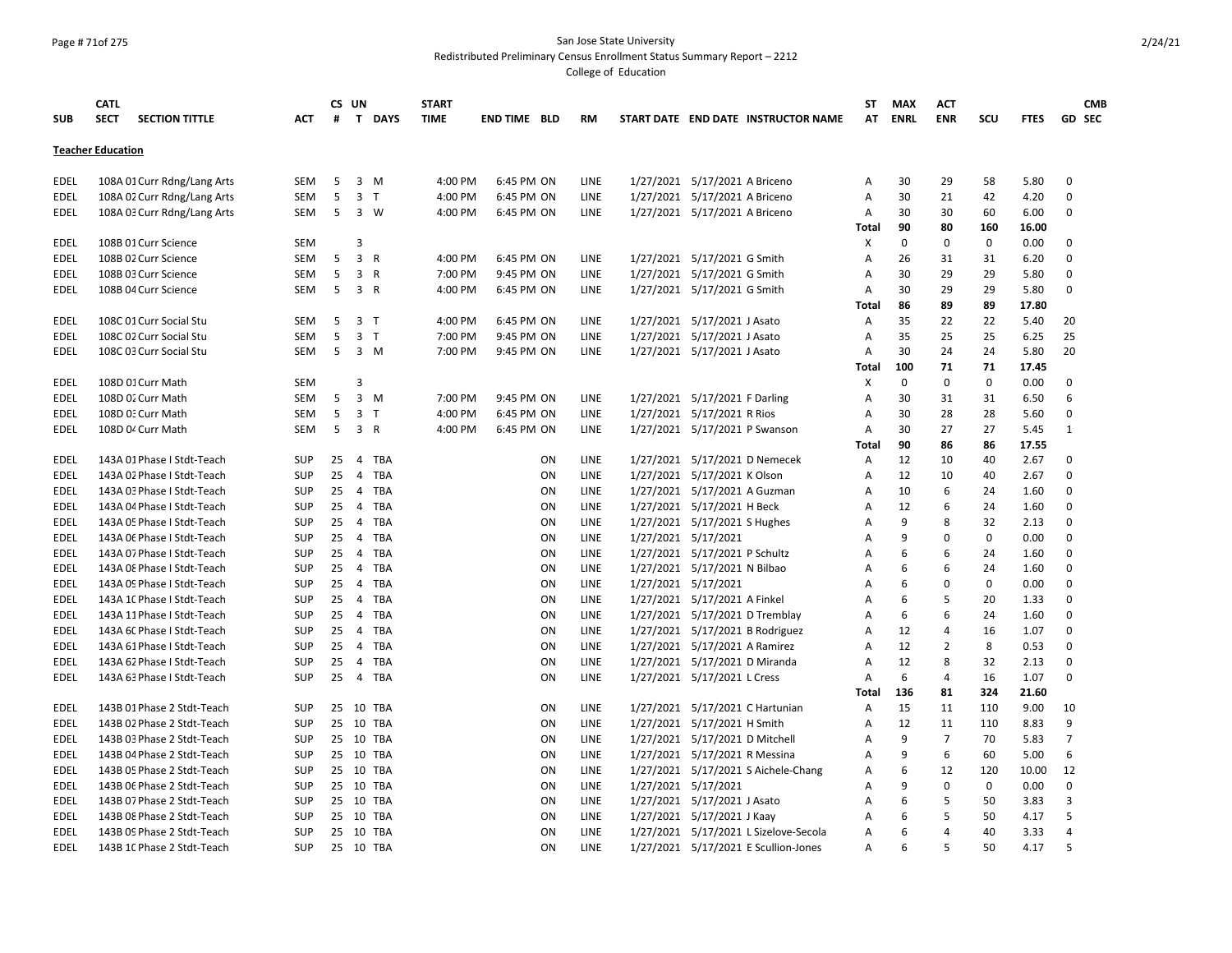San Jose State University

Redistributed Preliminary Census Enrollment Status Summary Report – 2212

College of Education

| SUB | CATL SECT | SECTION TITTLE | ACT | CS # | UN T | DAYS | START TIME | END TIME | BLD | RM | START DATE | END DATE | INSTRUCTOR NAME | ST AT | MAX ENRL | ACT ENR | SCU | FTES | GD | CMB SEC |
|---|---|---|---|---|---|---|---|---|---|---|---|---|---|---|---|---|---|---|---|---|
| **Teacher Education** | | | | | | | | | | | | | | | | | | | | |
| EDEL | 108A 01 | Curr Rdng/Lang Arts | SEM | 5 | 3 | M | 4:00 PM | 6:45 PM | ON | LINE | 1/27/2021 | 5/17/2021 | A Briceno | A | 30 | 29 | 58 | 5.80 | 0 | |
| EDEL | 108A 02 | Curr Rdng/Lang Arts | SEM | 5 | 3 | T | 4:00 PM | 6:45 PM | ON | LINE | 1/27/2021 | 5/17/2021 | A Briceno | A | 30 | 21 | 42 | 4.20 | 0 | |
| EDEL | 108A 03 | Curr Rdng/Lang Arts | SEM | 5 | 3 | W | 4:00 PM | 6:45 PM | ON | LINE | 1/27/2021 | 5/17/2021 | A Briceno | A | 30 | 30 | 60 | 6.00 | 0 | |
| | | | | | | | | | | | | | | **Total** | **90** | **80** | **160** | **16.00** | | |
| EDEL | 108B 01 | Curr Science | SEM | | 3 | | | | | | | | | X | 0 | 0 | 0 | 0.00 | 0 | |
| EDEL | 108B 02 | Curr Science | SEM | 5 | 3 | R | 4:00 PM | 6:45 PM | ON | LINE | 1/27/2021 | 5/17/2021 | G Smith | A | 26 | 31 | 31 | 6.20 | 0 | |
| EDEL | 108B 03 | Curr Science | SEM | 5 | 3 | R | 7:00 PM | 9:45 PM | ON | LINE | 1/27/2021 | 5/17/2021 | G Smith | A | 30 | 29 | 29 | 5.80 | 0 | |
| EDEL | 108B 04 | Curr Science | SEM | 5 | 3 | R | 4:00 PM | 6:45 PM | ON | LINE | 1/27/2021 | 5/17/2021 | G Smith | A | 30 | 29 | 29 | 5.80 | 0 | |
| | | | | | | | | | | | | | | **Total** | **86** | **89** | **89** | **17.80** | | |
| EDEL | 108C 01 | Curr Social Stu | SEM | 5 | 3 | T | 4:00 PM | 6:45 PM | ON | LINE | 1/27/2021 | 5/17/2021 | J Asato | A | 35 | 22 | 22 | 5.40 | 20 | |
| EDEL | 108C 02 | Curr Social Stu | SEM | 5 | 3 | T | 7:00 PM | 9:45 PM | ON | LINE | 1/27/2021 | 5/17/2021 | J Asato | A | 35 | 25 | 25 | 6.25 | 25 | |
| EDEL | 108C 03 | Curr Social Stu | SEM | 5 | 3 | M | 7:00 PM | 9:45 PM | ON | LINE | 1/27/2021 | 5/17/2021 | J Asato | A | 30 | 24 | 24 | 5.80 | 20 | |
| | | | | | | | | | | | | | | **Total** | **100** | **71** | **71** | **17.45** | | |
| EDEL | 108D 01 | Curr Math | SEM | | 3 | | | | | | | | | X | 0 | 0 | 0 | 0.00 | 0 | |
| EDEL | 108D 02 | Curr Math | SEM | 5 | 3 | M | 7:00 PM | 9:45 PM | ON | LINE | 1/27/2021 | 5/17/2021 | F Darling | A | 30 | 31 | 31 | 6.50 | 6 | |
| EDEL | 108D 03 | Curr Math | SEM | 5 | 3 | T | 4:00 PM | 6:45 PM | ON | LINE | 1/27/2021 | 5/17/2021 | R Rios | A | 30 | 28 | 28 | 5.60 | 0 | |
| EDEL | 108D 04 | Curr Math | SEM | 5 | 3 | R | 4:00 PM | 6:45 PM | ON | LINE | 1/27/2021 | 5/17/2021 | P Swanson | A | 30 | 27 | 27 | 5.45 | 1 | |
| | | | | | | | | | | | | | | **Total** | **90** | **86** | **86** | **17.55** | | |
| EDEL | 143A 01 | Phase I Stdt-Teach | SUP | 25 | 4 | TBA | | | ON | LINE | 1/27/2021 | 5/17/2021 | D Nemecek | A | 12 | 10 | 40 | 2.67 | 0 | |
| EDEL | 143A 02 | Phase I Stdt-Teach | SUP | 25 | 4 | TBA | | | ON | LINE | 1/27/2021 | 5/17/2021 | K Olson | A | 12 | 10 | 40 | 2.67 | 0 | |
| EDEL | 143A 03 | Phase I Stdt-Teach | SUP | 25 | 4 | TBA | | | ON | LINE | 1/27/2021 | 5/17/2021 | A Guzman | A | 10 | 6 | 24 | 1.60 | 0 | |
| EDEL | 143A 04 | Phase I Stdt-Teach | SUP | 25 | 4 | TBA | | | ON | LINE | 1/27/2021 | 5/17/2021 | H Beck | A | 12 | 6 | 24 | 1.60 | 0 | |
| EDEL | 143A 05 | Phase I Stdt-Teach | SUP | 25 | 4 | TBA | | | ON | LINE | 1/27/2021 | 5/17/2021 | S Hughes | A | 9 | 8 | 32 | 2.13 | 0 | |
| EDEL | 143A 06 | Phase I Stdt-Teach | SUP | 25 | 4 | TBA | | | ON | LINE | 1/27/2021 | 5/17/2021 | | A | 9 | 0 | 0 | 0.00 | 0 | |
| EDEL | 143A 07 | Phase I Stdt-Teach | SUP | 25 | 4 | TBA | | | ON | LINE | 1/27/2021 | 5/17/2021 | P Schultz | A | 6 | 6 | 24 | 1.60 | 0 | |
| EDEL | 143A 08 | Phase I Stdt-Teach | SUP | 25 | 4 | TBA | | | ON | LINE | 1/27/2021 | 5/17/2021 | N Bilbao | A | 6 | 6 | 24 | 1.60 | 0 | |
| EDEL | 143A 09 | Phase I Stdt-Teach | SUP | 25 | 4 | TBA | | | ON | LINE | 1/27/2021 | 5/17/2021 | | A | 6 | 0 | 0 | 0.00 | 0 | |
| EDEL | 143A 10 | Phase I Stdt-Teach | SUP | 25 | 4 | TBA | | | ON | LINE | 1/27/2021 | 5/17/2021 | A Finkel | A | 6 | 5 | 20 | 1.33 | 0 | |
| EDEL | 143A 11 | Phase I Stdt-Teach | SUP | 25 | 4 | TBA | | | ON | LINE | 1/27/2021 | 5/17/2021 | D Tremblay | A | 6 | 6 | 24 | 1.60 | 0 | |
| EDEL | 143A 60 | Phase I Stdt-Teach | SUP | 25 | 4 | TBA | | | ON | LINE | 1/27/2021 | 5/17/2021 | B Rodriguez | A | 12 | 4 | 16 | 1.07 | 0 | |
| EDEL | 143A 61 | Phase I Stdt-Teach | SUP | 25 | 4 | TBA | | | ON | LINE | 1/27/2021 | 5/17/2021 | A Ramirez | A | 12 | 2 | 8 | 0.53 | 0 | |
| EDEL | 143A 62 | Phase I Stdt-Teach | SUP | 25 | 4 | TBA | | | ON | LINE | 1/27/2021 | 5/17/2021 | D Miranda | A | 12 | 8 | 32 | 2.13 | 0 | |
| EDEL | 143A 63 | Phase I Stdt-Teach | SUP | 25 | 4 | TBA | | | ON | LINE | 1/27/2021 | 5/17/2021 | L Cress | A | 6 | 4 | 16 | 1.07 | 0 | |
| | | | | | | | | | | | | | | **Total** | **136** | **81** | **324** | **21.60** | | |
| EDEL | 143B 01 | Phase 2 Stdt-Teach | SUP | 25 | 10 | TBA | | | ON | LINE | 1/27/2021 | 5/17/2021 | C Hartunian | A | 15 | 11 | 110 | 9.00 | 10 | |
| EDEL | 143B 02 | Phase 2 Stdt-Teach | SUP | 25 | 10 | TBA | | | ON | LINE | 1/27/2021 | 5/17/2021 | H Smith | A | 12 | 11 | 110 | 8.83 | 9 | |
| EDEL | 143B 03 | Phase 2 Stdt-Teach | SUP | 25 | 10 | TBA | | | ON | LINE | 1/27/2021 | 5/17/2021 | D Mitchell | A | 9 | 7 | 70 | 5.83 | 7 | |
| EDEL | 143B 04 | Phase 2 Stdt-Teach | SUP | 25 | 10 | TBA | | | ON | LINE | 1/27/2021 | 5/17/2021 | R Messina | A | 9 | 6 | 60 | 5.00 | 6 | |
| EDEL | 143B 05 | Phase 2 Stdt-Teach | SUP | 25 | 10 | TBA | | | ON | LINE | 1/27/2021 | 5/17/2021 | S Aichele-Chang | A | 6 | 12 | 120 | 10.00 | 12 | |
| EDEL | 143B 06 | Phase 2 Stdt-Teach | SUP | 25 | 10 | TBA | | | ON | LINE | 1/27/2021 | 5/17/2021 | | A | 9 | 0 | 0 | 0.00 | 0 | |
| EDEL | 143B 07 | Phase 2 Stdt-Teach | SUP | 25 | 10 | TBA | | | ON | LINE | 1/27/2021 | 5/17/2021 | J Asato | A | 6 | 5 | 50 | 3.83 | 3 | |
| EDEL | 143B 08 | Phase 2 Stdt-Teach | SUP | 25 | 10 | TBA | | | ON | LINE | 1/27/2021 | 5/17/2021 | J Kaay | A | 6 | 5 | 50 | 4.17 | 5 | |
| EDEL | 143B 09 | Phase 2 Stdt-Teach | SUP | 25 | 10 | TBA | | | ON | LINE | 1/27/2021 | 5/17/2021 | L Sizelove-Secola | A | 6 | 4 | 40 | 3.33 | 4 | |
| EDEL | 143B 10 | Phase 2 Stdt-Teach | SUP | 25 | 10 | TBA | | | ON | LINE | 1/27/2021 | 5/17/2021 | E Scullion-Jones | A | 6 | 5 | 50 | 4.17 | 5 | |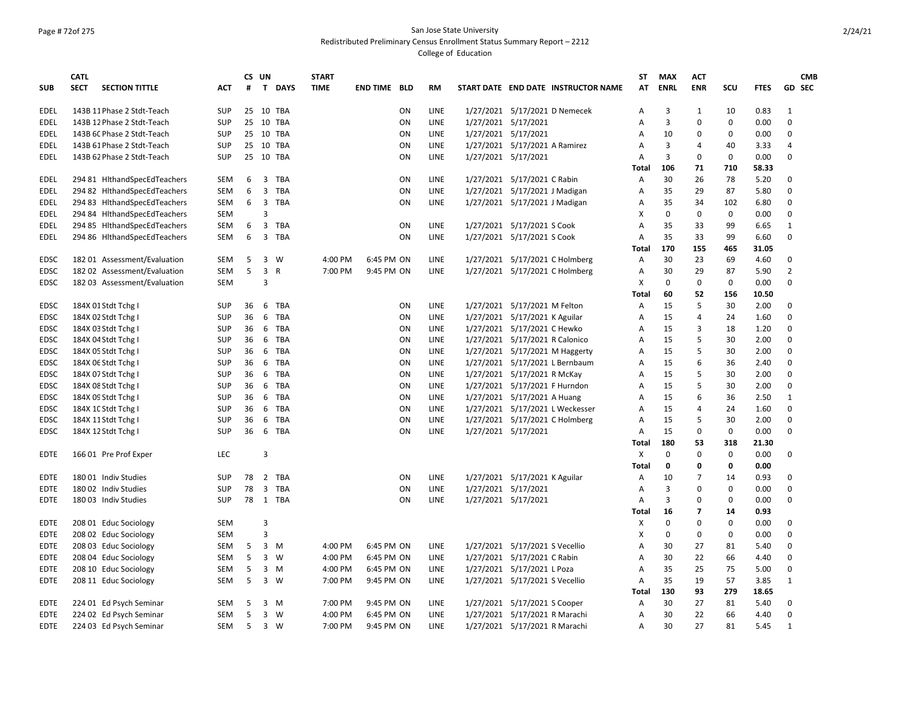San Jose State University
Redistributed Preliminary Census Enrollment Status Summary Report – 2212
College of Education

| SUB | CATL SECT | SECTION TITTLE | ACT | CS # | UN T | DAYS | START TIME | END TIME | BLD | RM | START DATE | END DATE | INSTRUCTOR NAME | ST AT | MAX ENRL | ACT ENR | SCU | FTES | GD | CMB SEC |
|---|---|---|---|---|---|---|---|---|---|---|---|---|---|---|---|---|---|---|---|---|
| EDEL | 143B 11 | Phase 2 Stdt-Teach | SUP | 25 | 10 | TBA | | | ON | LINE | 1/27/2021 | 5/17/2021 | D Nemecek | A | 3 | 1 | 10 | 0.83 | 1 | |
| EDEL | 143B 12 | Phase 2 Stdt-Teach | SUP | 25 | 10 | TBA | | | ON | LINE | 1/27/2021 | 5/17/2021 | | A | 3 | 0 | 0 | 0.00 | 0 | |
| EDEL | 143B 60 | Phase 2 Stdt-Teach | SUP | 25 | 10 | TBA | | | ON | LINE | 1/27/2021 | 5/17/2021 | | A | 10 | 0 | 0 | 0.00 | 0 | |
| EDEL | 143B 61 | Phase 2 Stdt-Teach | SUP | 25 | 10 | TBA | | | ON | LINE | 1/27/2021 | 5/17/2021 | A Ramirez | A | 3 | 4 | 40 | 3.33 | 4 | |
| EDEL | 143B 62 | Phase 2 Stdt-Teach | SUP | 25 | 10 | TBA | | | ON | LINE | 1/27/2021 | 5/17/2021 | | A | 3 | 0 | 0 | 0.00 | 0 | |
| | | | | | | | | | | | | | | Total | 106 | 71 | 710 | 58.33 | | |
| EDEL | 294 81 | HlthandSpecEdTeachers | SEM | 6 | 3 | TBA | | | ON | LINE | 1/27/2021 | 5/17/2021 | C Rabin | A | 30 | 26 | 78 | 5.20 | 0 | |
| EDEL | 294 82 | HlthandSpecEdTeachers | SEM | 6 | 3 | TBA | | | ON | LINE | 1/27/2021 | 5/17/2021 | J Madigan | A | 35 | 29 | 87 | 5.80 | 0 | |
| EDEL | 294 83 | HlthandSpecEdTeachers | SEM | 6 | 3 | TBA | | | ON | LINE | 1/27/2021 | 5/17/2021 | J Madigan | A | 35 | 34 | 102 | 6.80 | 0 | |
| EDEL | 294 84 | HlthandSpecEdTeachers | SEM | | 3 | | | | | | | | | X | 0 | 0 | 0 | 0.00 | 0 | |
| EDEL | 294 85 | HlthandSpecEdTeachers | SEM | 6 | 3 | TBA | | | ON | LINE | 1/27/2021 | 5/17/2021 | S Cook | A | 35 | 33 | 99 | 6.65 | 1 | |
| EDEL | 294 86 | HlthandSpecEdTeachers | SEM | 6 | 3 | TBA | | | ON | LINE | 1/27/2021 | 5/17/2021 | S Cook | A | 35 | 33 | 99 | 6.60 | 0 | |
| | | | | | | | | | | | | | | Total | 170 | 155 | 465 | 31.05 | | |
| EDSC | 182 01 | Assessment/Evaluation | SEM | 5 | 3 | W | 4:00 PM | 6:45 PM | ON | LINE | 1/27/2021 | 5/17/2021 | C Holmberg | A | 30 | 23 | 69 | 4.60 | 0 | |
| EDSC | 182 02 | Assessment/Evaluation | SEM | 5 | 3 | R | 7:00 PM | 9:45 PM | ON | LINE | 1/27/2021 | 5/17/2021 | C Holmberg | A | 30 | 29 | 87 | 5.90 | 2 | |
| EDSC | 182 03 | Assessment/Evaluation | SEM | | 3 | | | | | | | | | X | 0 | 0 | 0 | 0.00 | 0 | |
| | | | | | | | | | | | | | | Total | 60 | 52 | 156 | 10.50 | | |
| EDSC | 184X 01 | Stdt Tchg I | SUP | 36 | 6 | TBA | | | ON | LINE | 1/27/2021 | 5/17/2021 | M Felton | A | 15 | 5 | 30 | 2.00 | 0 | |
| EDSC | 184X 02 | Stdt Tchg I | SUP | 36 | 6 | TBA | | | ON | LINE | 1/27/2021 | 5/17/2021 | K Aguilar | A | 15 | 4 | 24 | 1.60 | 0 | |
| EDSC | 184X 03 | Stdt Tchg I | SUP | 36 | 6 | TBA | | | ON | LINE | 1/27/2021 | 5/17/2021 | C Hewko | A | 15 | 3 | 18 | 1.20 | 0 | |
| EDSC | 184X 04 | Stdt Tchg I | SUP | 36 | 6 | TBA | | | ON | LINE | 1/27/2021 | 5/17/2021 | R Calonico | A | 15 | 5 | 30 | 2.00 | 0 | |
| EDSC | 184X 05 | Stdt Tchg I | SUP | 36 | 6 | TBA | | | ON | LINE | 1/27/2021 | 5/17/2021 | M Haggerty | A | 15 | 5 | 30 | 2.00 | 0 | |
| EDSC | 184X 06 | Stdt Tchg I | SUP | 36 | 6 | TBA | | | ON | LINE | 1/27/2021 | 5/17/2021 | L Bernbaum | A | 15 | 6 | 36 | 2.40 | 0 | |
| EDSC | 184X 07 | Stdt Tchg I | SUP | 36 | 6 | TBA | | | ON | LINE | 1/27/2021 | 5/17/2021 | R McKay | A | 15 | 5 | 30 | 2.00 | 0 | |
| EDSC | 184X 08 | Stdt Tchg I | SUP | 36 | 6 | TBA | | | ON | LINE | 1/27/2021 | 5/17/2021 | F Hurndon | A | 15 | 5 | 30 | 2.00 | 0 | |
| EDSC | 184X 09 | Stdt Tchg I | SUP | 36 | 6 | TBA | | | ON | LINE | 1/27/2021 | 5/17/2021 | A Huang | A | 15 | 6 | 36 | 2.50 | 1 | |
| EDSC | 184X 10 | Stdt Tchg I | SUP | 36 | 6 | TBA | | | ON | LINE | 1/27/2021 | 5/17/2021 | L Weckesser | A | 15 | 4 | 24 | 1.60 | 0 | |
| EDSC | 184X 11 | Stdt Tchg I | SUP | 36 | 6 | TBA | | | ON | LINE | 1/27/2021 | 5/17/2021 | C Holmberg | A | 15 | 5 | 30 | 2.00 | 0 | |
| EDSC | 184X 12 | Stdt Tchg I | SUP | 36 | 6 | TBA | | | ON | LINE | 1/27/2021 | 5/17/2021 | | A | 15 | 0 | 0 | 0.00 | 0 | |
| | | | | | | | | | | | | | | Total | 180 | 53 | 318 | 21.30 | | |
| EDTE | 166 01 | Pre Prof Exper | LEC | | 3 | | | | | | | | | X | 0 | 0 | 0 | 0.00 | 0 | |
| | | | | | | | | | | | | | | Total | 0 | 0 | 0 | 0.00 | | |
| EDTE | 180 01 | Indiv Studies | SUP | 78 | 2 | TBA | | | ON | LINE | 1/27/2021 | 5/17/2021 | K Aguilar | A | 10 | 7 | 14 | 0.93 | 0 | |
| EDTE | 180 02 | Indiv Studies | SUP | 78 | 3 | TBA | | | ON | LINE | 1/27/2021 | 5/17/2021 | | A | 3 | 0 | 0 | 0.00 | 0 | |
| EDTE | 180 03 | Indiv Studies | SUP | 78 | 1 | TBA | | | ON | LINE | 1/27/2021 | 5/17/2021 | | A | 3 | 0 | 0 | 0.00 | 0 | |
| | | | | | | | | | | | | | | Total | 16 | 7 | 14 | 0.93 | | |
| EDTE | 208 01 | Educ Sociology | SEM | | 3 | | | | | | | | | X | 0 | 0 | 0 | 0.00 | 0 | |
| EDTE | 208 02 | Educ Sociology | SEM | | 3 | | | | | | | | | X | 0 | 0 | 0 | 0.00 | 0 | |
| EDTE | 208 03 | Educ Sociology | SEM | 5 | 3 | M | 4:00 PM | 6:45 PM | ON | LINE | 1/27/2021 | 5/17/2021 | S Vecellio | A | 30 | 27 | 81 | 5.40 | 0 | |
| EDTE | 208 04 | Educ Sociology | SEM | 5 | 3 | W | 4:00 PM | 6:45 PM | ON | LINE | 1/27/2021 | 5/17/2021 | C Rabin | A | 30 | 22 | 66 | 4.40 | 0 | |
| EDTE | 208 10 | Educ Sociology | SEM | 5 | 3 | M | 4:00 PM | 6:45 PM | ON | LINE | 1/27/2021 | 5/17/2021 | L Poza | A | 35 | 25 | 75 | 5.00 | 0 | |
| EDTE | 208 11 | Educ Sociology | SEM | 5 | 3 | W | 7:00 PM | 9:45 PM | ON | LINE | 1/27/2021 | 5/17/2021 | S Vecellio | A | 35 | 19 | 57 | 3.85 | 1 | |
| | | | | | | | | | | | | | | Total | 130 | 93 | 279 | 18.65 | | |
| EDTE | 224 01 | Ed Psych Seminar | SEM | 5 | 3 | M | 7:00 PM | 9:45 PM | ON | LINE | 1/27/2021 | 5/17/2021 | S Cooper | A | 30 | 27 | 81 | 5.40 | 0 | |
| EDTE | 224 02 | Ed Psych Seminar | SEM | 5 | 3 | W | 4:00 PM | 6:45 PM | ON | LINE | 1/27/2021 | 5/17/2021 | R Marachi | A | 30 | 22 | 66 | 4.40 | 0 | |
| EDTE | 224 03 | Ed Psych Seminar | SEM | 5 | 3 | W | 7:00 PM | 9:45 PM | ON | LINE | 1/27/2021 | 5/17/2021 | R Marachi | A | 30 | 27 | 81 | 5.45 | 1 | |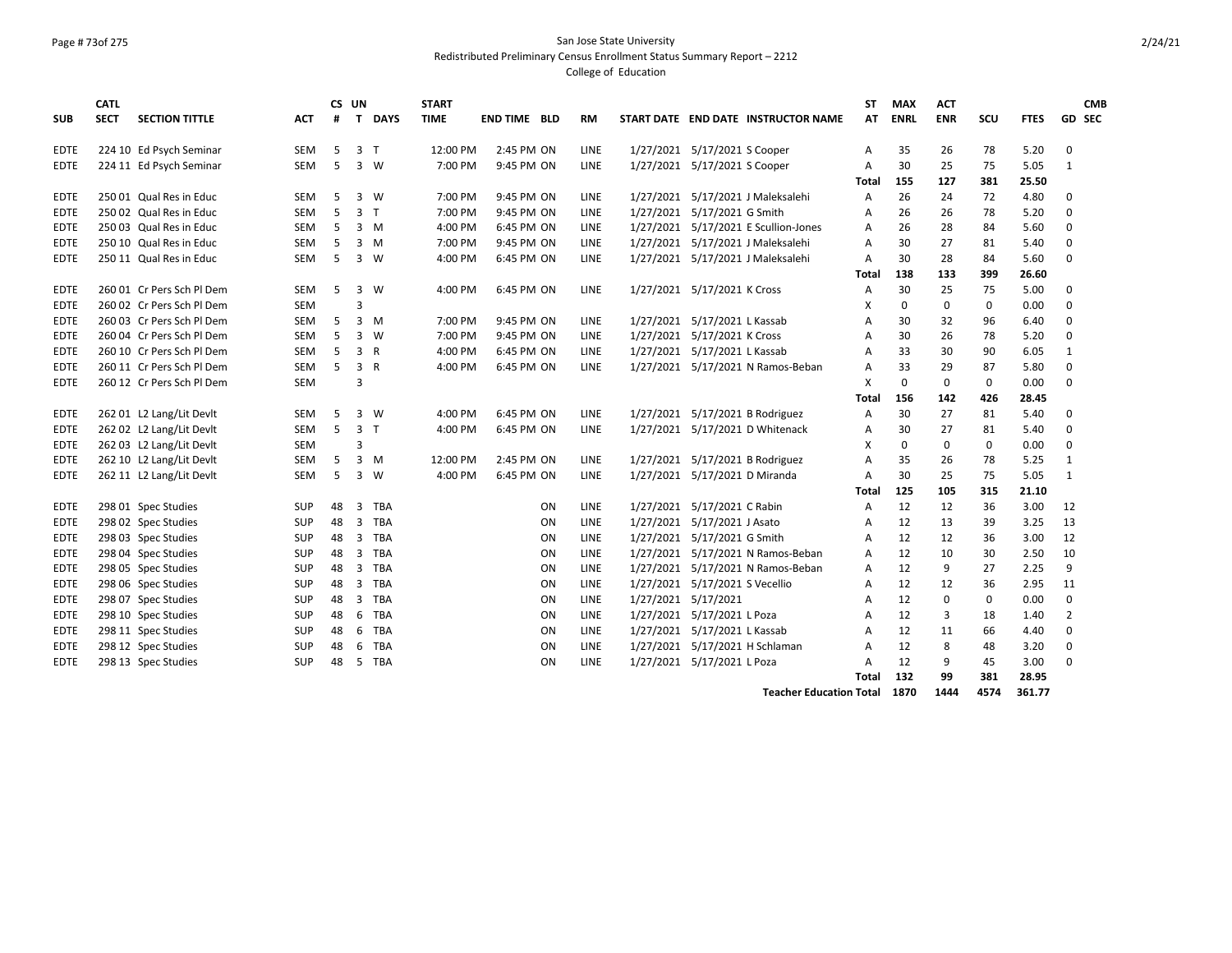San Jose State University

Redistributed Preliminary Census Enrollment Status Summary Report – 2212

College of Education

| SUB | CATL SECT | SECTION TITTLE | ACT | CS # | UN T | DAYS | START TIME | END TIME | BLD | RM | START DATE | END DATE | INSTRUCTOR NAME | ST AT | MAX ENRL | ACT ENR | SCU | FTES | GD | CMB SEC |
|---|---|---|---|---|---|---|---|---|---|---|---|---|---|---|---|---|---|---|---|---|
| EDTE | 224 10 | Ed Psych Seminar | SEM | 5 | 3 | T | 12:00 PM | 2:45 PM | ON | LINE | 1/27/2021 | 5/17/2021 | S Cooper | A | 35 | 26 | 78 | 5.20 | 0 | |
| EDTE | 224 11 | Ed Psych Seminar | SEM | 5 | 3 | W | 7:00 PM | 9:45 PM | ON | LINE | 1/27/2021 | 5/17/2021 | S Cooper | A | 30 | 25 | 75 | 5.05 | 1 | |
| | | | | | | | | | | | | | | Total | 155 | 127 | 381 | 25.50 | | |
| EDTE | 250 01 | Qual Res in Educ | SEM | 5 | 3 | W | 7:00 PM | 9:45 PM | ON | LINE | 1/27/2021 | 5/17/2021 | J Maleksalehi | A | 26 | 24 | 72 | 4.80 | 0 | |
| EDTE | 250 02 | Qual Res in Educ | SEM | 5 | 3 | T | 7:00 PM | 9:45 PM | ON | LINE | 1/27/2021 | 5/17/2021 | G Smith | A | 26 | 26 | 78 | 5.20 | 0 | |
| EDTE | 250 03 | Qual Res in Educ | SEM | 5 | 3 | M | 4:00 PM | 6:45 PM | ON | LINE | 1/27/2021 | 5/17/2021 | E Scullion-Jones | A | 26 | 28 | 84 | 5.60 | 0 | |
| EDTE | 250 10 | Qual Res in Educ | SEM | 5 | 3 | M | 7:00 PM | 9:45 PM | ON | LINE | 1/27/2021 | 5/17/2021 | J Maleksalehi | A | 30 | 27 | 81 | 5.40 | 0 | |
| EDTE | 250 11 | Qual Res in Educ | SEM | 5 | 3 | W | 4:00 PM | 6:45 PM | ON | LINE | 1/27/2021 | 5/17/2021 | J Maleksalehi | A | 30 | 28 | 84 | 5.60 | 0 | |
| | | | | | | | | | | | | | | Total | 138 | 133 | 399 | 26.60 | | |
| EDTE | 260 01 | Cr Pers Sch Pl Dem | SEM | 5 | 3 | W | 4:00 PM | 6:45 PM | ON | LINE | 1/27/2021 | 5/17/2021 | K Cross | A | 30 | 25 | 75 | 5.00 | 0 | |
| EDTE | 260 02 | Cr Pers Sch Pl Dem | SEM | | 3 | | | | | | | | | X | 0 | 0 | 0 | 0.00 | 0 | |
| EDTE | 260 03 | Cr Pers Sch Pl Dem | SEM | 5 | 3 | M | 7:00 PM | 9:45 PM | ON | LINE | 1/27/2021 | 5/17/2021 | L Kassab | A | 30 | 32 | 96 | 6.40 | 0 | |
| EDTE | 260 04 | Cr Pers Sch Pl Dem | SEM | 5 | 3 | W | 7:00 PM | 9:45 PM | ON | LINE | 1/27/2021 | 5/17/2021 | K Cross | A | 30 | 26 | 78 | 5.20 | 0 | |
| EDTE | 260 10 | Cr Pers Sch Pl Dem | SEM | 5 | 3 | R | 4:00 PM | 6:45 PM | ON | LINE | 1/27/2021 | 5/17/2021 | L Kassab | A | 33 | 30 | 90 | 6.05 | 1 | |
| EDTE | 260 11 | Cr Pers Sch Pl Dem | SEM | 5 | 3 | R | 4:00 PM | 6:45 PM | ON | LINE | 1/27/2021 | 5/17/2021 | N Ramos-Beban | A | 33 | 29 | 87 | 5.80 | 0 | |
| EDTE | 260 12 | Cr Pers Sch Pl Dem | SEM | | 3 | | | | | | | | | X | 0 | 0 | 0 | 0.00 | 0 | |
| | | | | | | | | | | | | | | Total | 156 | 142 | 426 | 28.45 | | |
| EDTE | 262 01 | L2 Lang/Lit Devlt | SEM | 5 | 3 | W | 4:00 PM | 6:45 PM | ON | LINE | 1/27/2021 | 5/17/2021 | B Rodriguez | A | 30 | 27 | 81 | 5.40 | 0 | |
| EDTE | 262 02 | L2 Lang/Lit Devlt | SEM | 5 | 3 | T | 4:00 PM | 6:45 PM | ON | LINE | 1/27/2021 | 5/17/2021 | D Whitenack | A | 30 | 27 | 81 | 5.40 | 0 | |
| EDTE | 262 03 | L2 Lang/Lit Devlt | SEM | | 3 | | | | | | | | | X | 0 | 0 | 0 | 0.00 | 0 | |
| EDTE | 262 10 | L2 Lang/Lit Devlt | SEM | 5 | 3 | M | 12:00 PM | 2:45 PM | ON | LINE | 1/27/2021 | 5/17/2021 | B Rodriguez | A | 35 | 26 | 78 | 5.25 | 1 | |
| EDTE | 262 11 | L2 Lang/Lit Devlt | SEM | 5 | 3 | W | 4:00 PM | 6:45 PM | ON | LINE | 1/27/2021 | 5/17/2021 | D Miranda | A | 30 | 25 | 75 | 5.05 | 1 | |
| | | | | | | | | | | | | | | Total | 125 | 105 | 315 | 21.10 | | |
| EDTE | 298 01 | Spec Studies | SUP | 48 | 3 | TBA | | | ON | LINE | 1/27/2021 | 5/17/2021 | C Rabin | A | 12 | 12 | 36 | 3.00 | 12 | |
| EDTE | 298 02 | Spec Studies | SUP | 48 | 3 | TBA | | | ON | LINE | 1/27/2021 | 5/17/2021 | J Asato | A | 12 | 13 | 39 | 3.25 | 13 | |
| EDTE | 298 03 | Spec Studies | SUP | 48 | 3 | TBA | | | ON | LINE | 1/27/2021 | 5/17/2021 | G Smith | A | 12 | 12 | 36 | 3.00 | 12 | |
| EDTE | 298 04 | Spec Studies | SUP | 48 | 3 | TBA | | | ON | LINE | 1/27/2021 | 5/17/2021 | N Ramos-Beban | A | 12 | 10 | 30 | 2.50 | 10 | |
| EDTE | 298 05 | Spec Studies | SUP | 48 | 3 | TBA | | | ON | LINE | 1/27/2021 | 5/17/2021 | N Ramos-Beban | A | 12 | 9 | 27 | 2.25 | 9 | |
| EDTE | 298 06 | Spec Studies | SUP | 48 | 3 | TBA | | | ON | LINE | 1/27/2021 | 5/17/2021 | S Vecellio | A | 12 | 12 | 36 | 2.95 | 11 | |
| EDTE | 298 07 | Spec Studies | SUP | 48 | 3 | TBA | | | ON | LINE | 1/27/2021 | 5/17/2021 | | A | 12 | 0 | 0 | 0.00 | 0 | |
| EDTE | 298 10 | Spec Studies | SUP | 48 | 6 | TBA | | | ON | LINE | 1/27/2021 | 5/17/2021 | L Poza | A | 12 | 3 | 18 | 1.40 | 2 | |
| EDTE | 298 11 | Spec Studies | SUP | 48 | 6 | TBA | | | ON | LINE | 1/27/2021 | 5/17/2021 | L Kassab | A | 12 | 11 | 66 | 4.40 | 0 | |
| EDTE | 298 12 | Spec Studies | SUP | 48 | 6 | TBA | | | ON | LINE | 1/27/2021 | 5/17/2021 | H Schlaman | A | 12 | 8 | 48 | 3.20 | 0 | |
| EDTE | 298 13 | Spec Studies | SUP | 48 | 5 | TBA | | | ON | LINE | 1/27/2021 | 5/17/2021 | L Poza | A | 12 | 9 | 45 | 3.00 | 0 | |
| | | | | | | | | | | | | | | Total | 132 | 99 | 381 | 28.95 | | |
| | | | | | | | | | | | | | Teacher Education Total | | 1870 | 1444 | 4574 | 361.77 | | |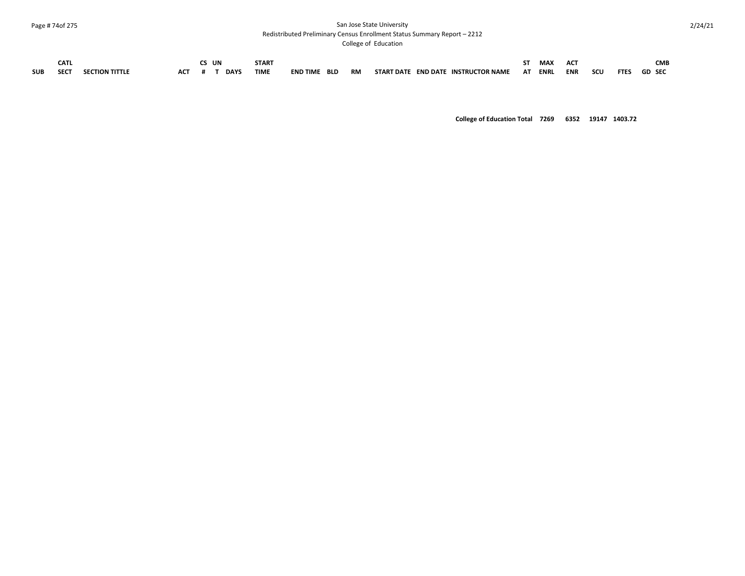| SUB | CATL SECT | SECTION TITTLE | ACT | CS # | UN T | DAYS | START TIME | END TIME | BLD | RM | START DATE | END DATE | INSTRUCTOR NAME | ST AT | MAX ENRL | ACT ENR | SCU | FTES | GD | CMB SEC |
|---|---|---|---|---|---|---|---|---|---|---|---|---|---|---|---|---|---|---|---|---|
| | | | | | | | | | | | | | College of Education Total | | 7269 | 6352 | 19147 | 1403.72 | | |